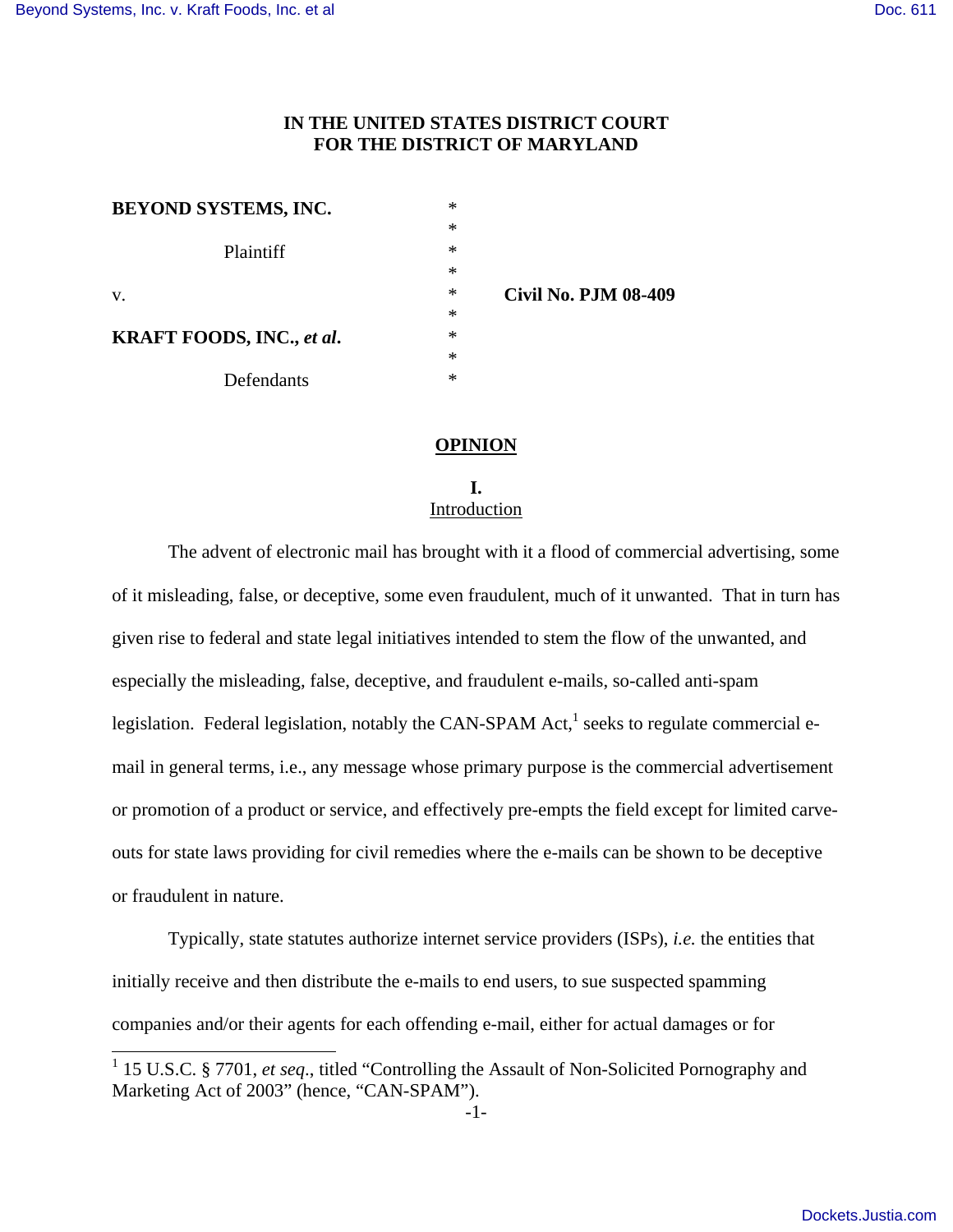**IN THE UNITED STATES DISTRICT COURT**
**FOR THE DISTRICT OF MARYLAND**

| | | |
|---|---|---|
| **BEYOND SYSTEMS, INC.** | * | |
| | * | |
| Plaintiff | * | |
| | * | |
| v. | * | **Civil No. PJM 08-409** |
| | * | |
| **KRAFT FOODS, INC., *et al*.** | * | |
| | * | |
| Defendants | * | |

## OPINION

### I.
### Introduction

The advent of electronic mail has brought with it a flood of commercial advertising, some of it misleading, false, or deceptive, some even fraudulent, much of it unwanted. That in turn has given rise to federal and state legal initiatives intended to stem the flow of the unwanted, and especially the misleading, false, deceptive, and fraudulent e-mails, so-called anti-spam legislation. Federal legislation, notably the CAN-SPAM Act,[1] seeks to regulate commercial e-mail in general terms, i.e., any message whose primary purpose is the commercial advertisement or promotion of a product or service, and effectively pre-empts the field except for limited carve-outs for state laws providing for civil remedies where the e-mails can be shown to be deceptive or fraudulent in nature.

Typically, state statutes authorize internet service providers (ISPs), *i.e.* the entities that initially receive and then distribute the e-mails to end users, to sue suspected spamming companies and/or their agents for each offending e-mail, either for actual damages or for

[1] 15 U.S.C. § 7701, *et seq*., titled "Controlling the Assault of Non-Solicited Pornography and Marketing Act of 2003" (hence, "CAN-SPAM").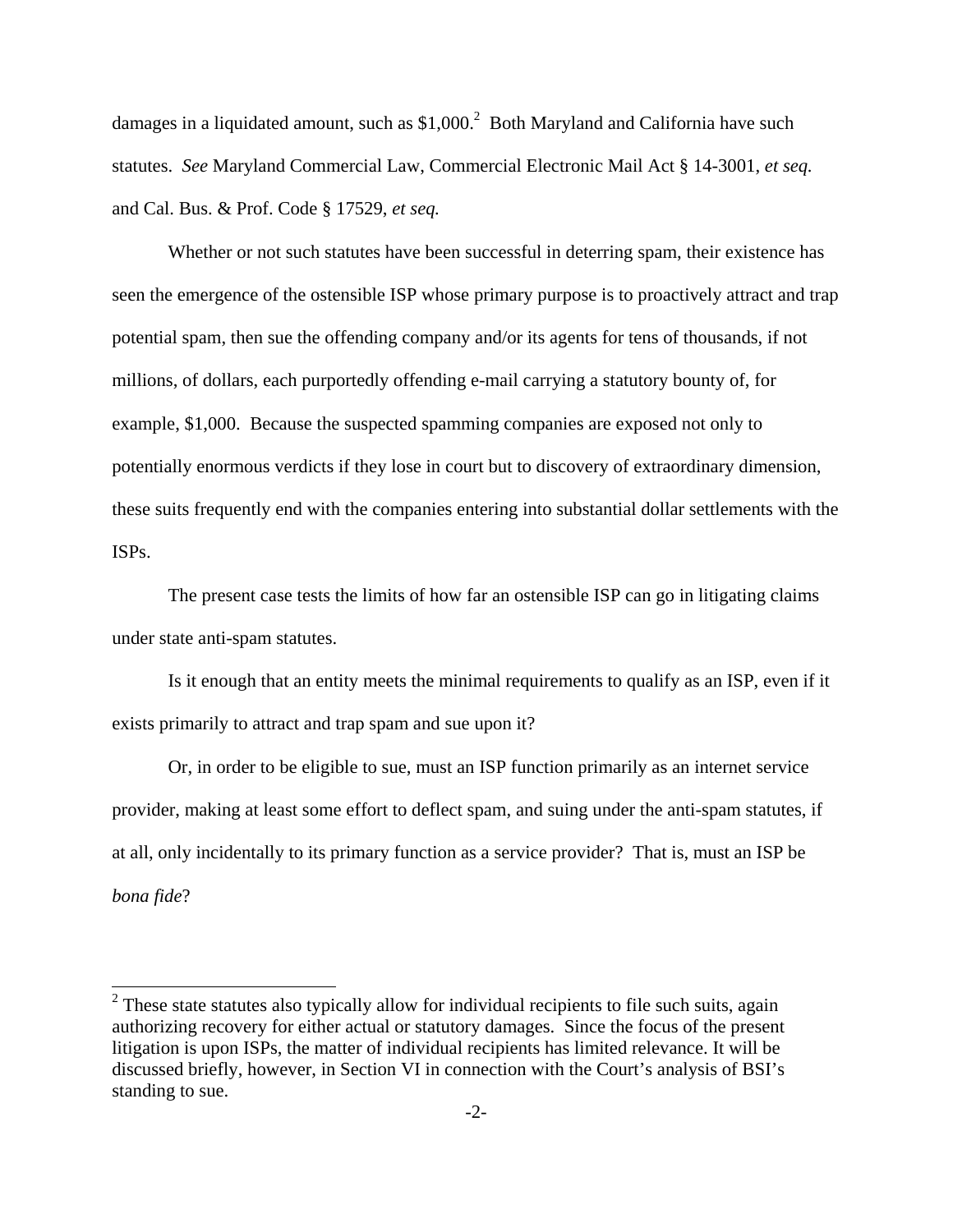damages in a liquidated amount, such as $1,000.[2] Both Maryland and California have such statutes. *See* Maryland Commercial Law, Commercial Electronic Mail Act § 14-3001, *et seq.* and Cal. Bus. & Prof. Code § 17529, *et seq.*

Whether or not such statutes have been successful in deterring spam, their existence has seen the emergence of the ostensible ISP whose primary purpose is to proactively attract and trap potential spam, then sue the offending company and/or its agents for tens of thousands, if not millions, of dollars, each purportedly offending e-mail carrying a statutory bounty of, for example, $1,000. Because the suspected spamming companies are exposed not only to potentially enormous verdicts if they lose in court but to discovery of extraordinary dimension, these suits frequently end with the companies entering into substantial dollar settlements with the ISPs.

The present case tests the limits of how far an ostensible ISP can go in litigating claims under state anti-spam statutes.

Is it enough that an entity meets the minimal requirements to qualify as an ISP, even if it exists primarily to attract and trap spam and sue upon it?

Or, in order to be eligible to sue, must an ISP function primarily as an internet service provider, making at least some effort to deflect spam, and suing under the anti-spam statutes, if at all, only incidentally to its primary function as a service provider? That is, must an ISP be *bona fide*?

---

[2] These state statutes also typically allow for individual recipients to file such suits, again authorizing recovery for either actual or statutory damages. Since the focus of the present litigation is upon ISPs, the matter of individual recipients has limited relevance. It will be discussed briefly, however, in Section VI in connection with the Court's analysis of BSI's standing to sue.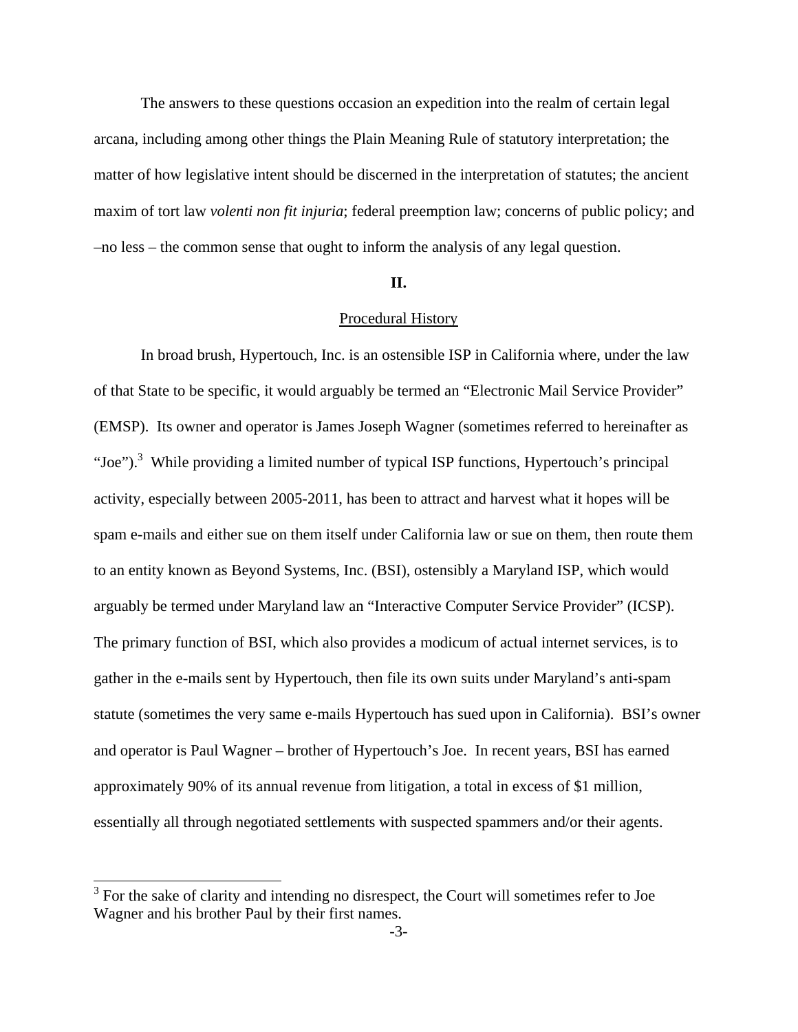The answers to these questions occasion an expedition into the realm of certain legal arcana, including among other things the Plain Meaning Rule of statutory interpretation; the matter of how legislative intent should be discerned in the interpretation of statutes; the ancient maxim of tort law *volenti non fit injuria*; federal preemption law; concerns of public policy; and –no less – the common sense that ought to inform the analysis of any legal question.

## II.

### Procedural History

In broad brush, Hypertouch, Inc. is an ostensible ISP in California where, under the law of that State to be specific, it would arguably be termed an "Electronic Mail Service Provider" (EMSP). Its owner and operator is James Joseph Wagner (sometimes referred to hereinafter as "Joe").[3] While providing a limited number of typical ISP functions, Hypertouch's principal activity, especially between 2005-2011, has been to attract and harvest what it hopes will be spam e-mails and either sue on them itself under California law or sue on them, then route them to an entity known as Beyond Systems, Inc. (BSI), ostensibly a Maryland ISP, which would arguably be termed under Maryland law an "Interactive Computer Service Provider" (ICSP). The primary function of BSI, which also provides a modicum of actual internet services, is to gather in the e-mails sent by Hypertouch, then file its own suits under Maryland's anti-spam statute (sometimes the very same e-mails Hypertouch has sued upon in California). BSI's owner and operator is Paul Wagner – brother of Hypertouch's Joe. In recent years, BSI has earned approximately 90% of its annual revenue from litigation, a total in excess of $1 million, essentially all through negotiated settlements with suspected spammers and/or their agents.

[3] For the sake of clarity and intending no disrespect, the Court will sometimes refer to Joe Wagner and his brother Paul by their first names.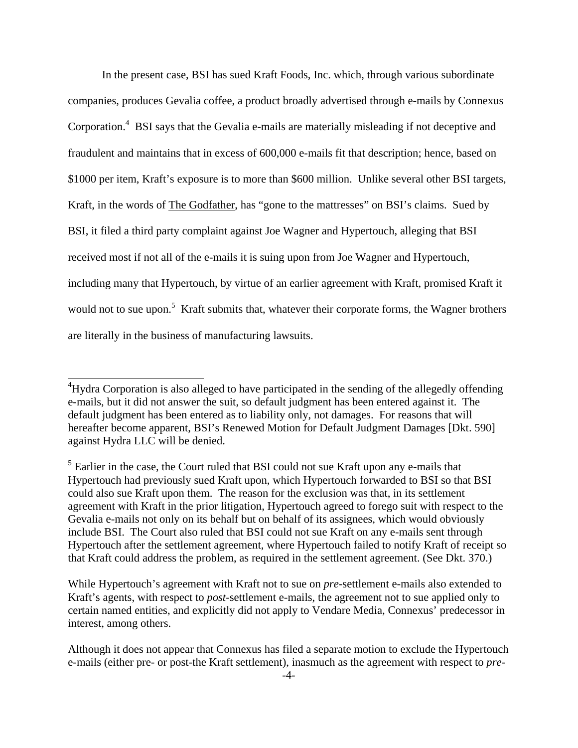In the present case, BSI has sued Kraft Foods, Inc. which, through various subordinate companies, produces Gevalia coffee, a product broadly advertised through e-mails by Connexus Corporation.[4] BSI says that the Gevalia e-mails are materially misleading if not deceptive and fraudulent and maintains that in excess of 600,000 e-mails fit that description; hence, based on $1000 per item, Kraft's exposure is to more than $600 million. Unlike several other BSI targets, Kraft, in the words of The Godfather, has "gone to the mattresses" on BSI's claims. Sued by BSI, it filed a third party complaint against Joe Wagner and Hypertouch, alleging that BSI received most if not all of the e-mails it is suing upon from Joe Wagner and Hypertouch, including many that Hypertouch, by virtue of an earlier agreement with Kraft, promised Kraft it would not to sue upon.[5] Kraft submits that, whatever their corporate forms, the Wagner brothers are literally in the business of manufacturing lawsuits.

---

[4]Hydra Corporation is also alleged to have participated in the sending of the allegedly offending e-mails, but it did not answer the suit, so default judgment has been entered against it. The default judgment has been entered as to liability only, not damages. For reasons that will hereafter become apparent, BSI's Renewed Motion for Default Judgment Damages [Dkt. 590] against Hydra LLC will be denied.

[5] Earlier in the case, the Court ruled that BSI could not sue Kraft upon any e-mails that Hypertouch had previously sued Kraft upon, which Hypertouch forwarded to BSI so that BSI could also sue Kraft upon them. The reason for the exclusion was that, in its settlement agreement with Kraft in the prior litigation, Hypertouch agreed to forego suit with respect to the Gevalia e-mails not only on its behalf but on behalf of its assignees, which would obviously include BSI. The Court also ruled that BSI could not sue Kraft on any e-mails sent through Hypertouch after the settlement agreement, where Hypertouch failed to notify Kraft of receipt so that Kraft could address the problem, as required in the settlement agreement. (See Dkt. 370.)

While Hypertouch's agreement with Kraft not to sue on *pre*-settlement e-mails also extended to Kraft's agents, with respect to *post*-settlement e-mails, the agreement not to sue applied only to certain named entities, and explicitly did not apply to Vendare Media, Connexus' predecessor in interest, among others.

Although it does not appear that Connexus has filed a separate motion to exclude the Hypertouch e-mails (either pre- or post-the Kraft settlement), inasmuch as the agreement with respect to *pre*-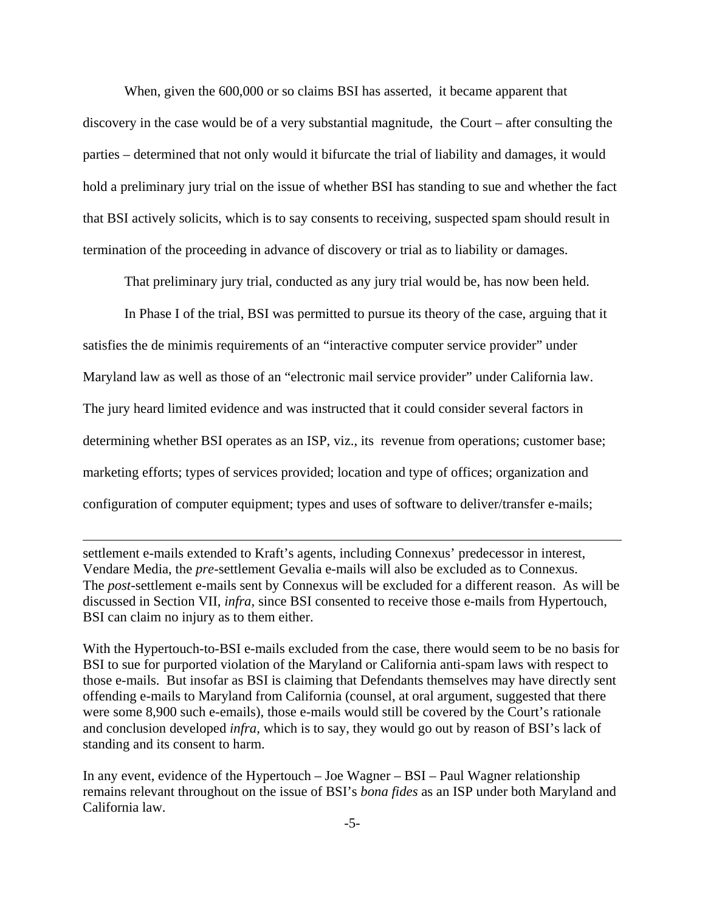When, given the 600,000 or so claims BSI has asserted, it became apparent that discovery in the case would be of a very substantial magnitude, the Court – after consulting the parties – determined that not only would it bifurcate the trial of liability and damages, it would hold a preliminary jury trial on the issue of whether BSI has standing to sue and whether the fact that BSI actively solicits, which is to say consents to receiving, suspected spam should result in termination of the proceeding in advance of discovery or trial as to liability or damages.

That preliminary jury trial, conducted as any jury trial would be, has now been held.

In Phase I of the trial, BSI was permitted to pursue its theory of the case, arguing that it satisfies the de minimis requirements of an "interactive computer service provider" under Maryland law as well as those of an "electronic mail service provider" under California law. The jury heard limited evidence and was instructed that it could consider several factors in determining whether BSI operates as an ISP, viz., its revenue from operations; customer base; marketing efforts; types of services provided; location and type of offices; organization and configuration of computer equipment; types and uses of software to deliver/transfer e-mails;

---

settlement e-mails extended to Kraft's agents, including Connexus' predecessor in interest, Vendare Media, the *pre*-settlement Gevalia e-mails will also be excluded as to Connexus. The *post*-settlement e-mails sent by Connexus will be excluded for a different reason. As will be discussed in Section VII, *infra*, since BSI consented to receive those e-mails from Hypertouch, BSI can claim no injury as to them either.

With the Hypertouch-to-BSI e-mails excluded from the case, there would seem to be no basis for BSI to sue for purported violation of the Maryland or California anti-spam laws with respect to those e-mails. But insofar as BSI is claiming that Defendants themselves may have directly sent offending e-mails to Maryland from California (counsel, at oral argument, suggested that there were some 8,900 such e-emails), those e-mails would still be covered by the Court's rationale and conclusion developed *infra*, which is to say, they would go out by reason of BSI's lack of standing and its consent to harm.

In any event, evidence of the Hypertouch – Joe Wagner – BSI – Paul Wagner relationship remains relevant throughout on the issue of BSI's *bona fides* as an ISP under both Maryland and California law.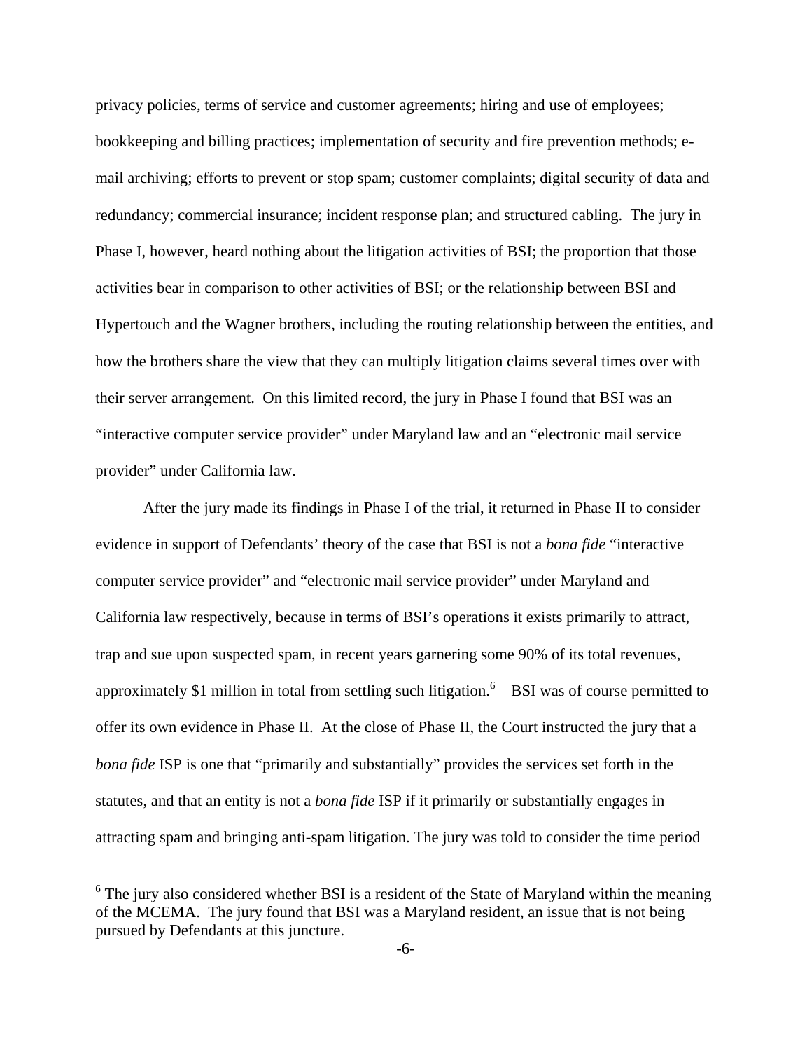privacy policies, terms of service and customer agreements; hiring and use of employees; bookkeeping and billing practices; implementation of security and fire prevention methods; e-mail archiving; efforts to prevent or stop spam; customer complaints; digital security of data and redundancy; commercial insurance; incident response plan; and structured cabling. The jury in Phase I, however, heard nothing about the litigation activities of BSI; the proportion that those activities bear in comparison to other activities of BSI; or the relationship between BSI and Hypertouch and the Wagner brothers, including the routing relationship between the entities, and how the brothers share the view that they can multiply litigation claims several times over with their server arrangement. On this limited record, the jury in Phase I found that BSI was an "interactive computer service provider" under Maryland law and an "electronic mail service provider" under California law.

After the jury made its findings in Phase I of the trial, it returned in Phase II to consider evidence in support of Defendants' theory of the case that BSI is not a *bona fide* "interactive computer service provider" and "electronic mail service provider" under Maryland and California law respectively, because in terms of BSI's operations it exists primarily to attract, trap and sue upon suspected spam, in recent years garnering some 90% of its total revenues, approximately $1 million in total from settling such litigation.[6] BSI was of course permitted to offer its own evidence in Phase II. At the close of Phase II, the Court instructed the jury that a *bona fide* ISP is one that "primarily and substantially" provides the services set forth in the statutes, and that an entity is not a *bona fide* ISP if it primarily or substantially engages in attracting spam and bringing anti-spam litigation. The jury was told to consider the time period

[6] The jury also considered whether BSI is a resident of the State of Maryland within the meaning of the MCEMA. The jury found that BSI was a Maryland resident, an issue that is not being pursued by Defendants at this juncture.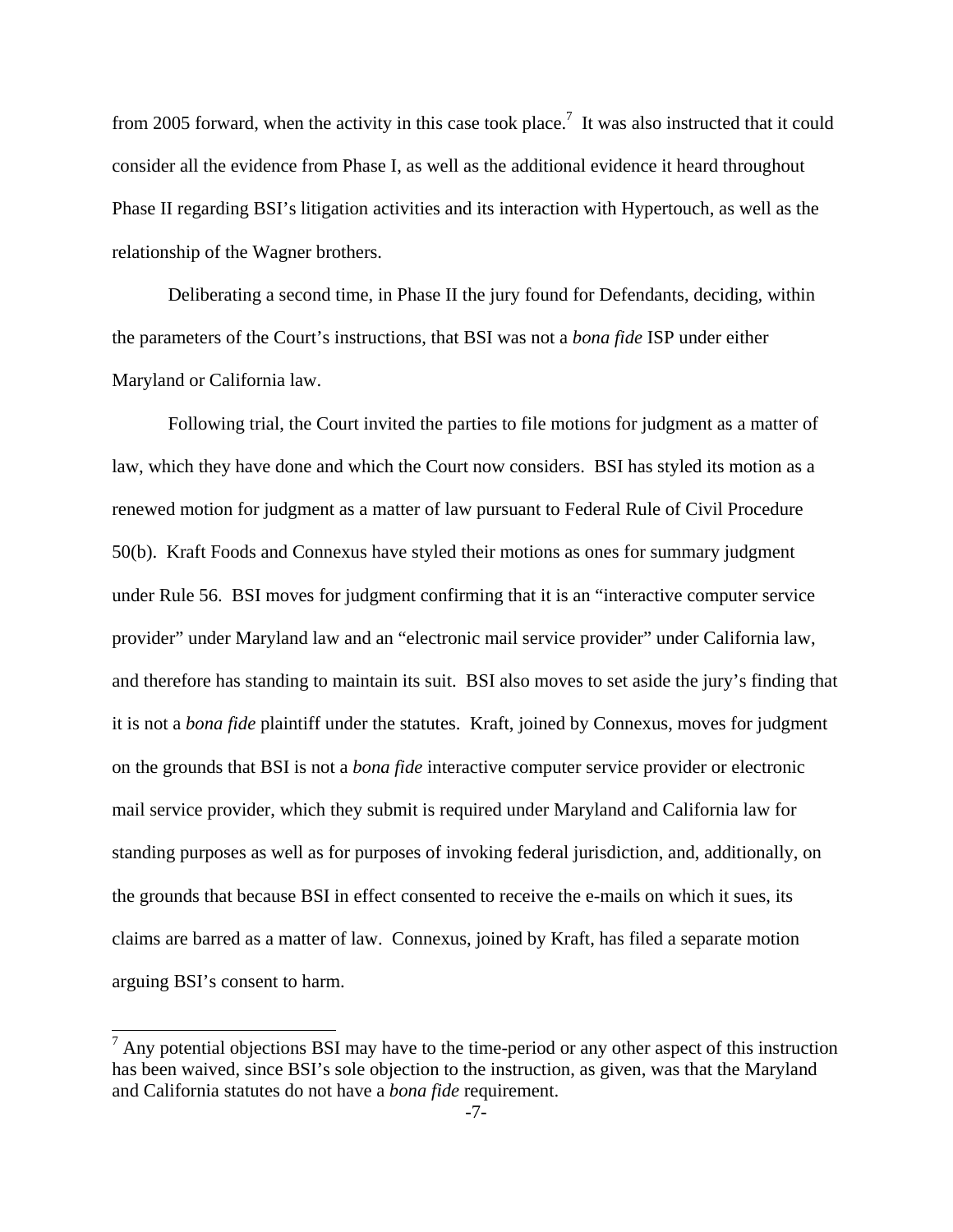from 2005 forward, when the activity in this case took place.[7] It was also instructed that it could consider all the evidence from Phase I, as well as the additional evidence it heard throughout Phase II regarding BSI's litigation activities and its interaction with Hypertouch, as well as the relationship of the Wagner brothers.

Deliberating a second time, in Phase II the jury found for Defendants, deciding, within the parameters of the Court's instructions, that BSI was not a *bona fide* ISP under either Maryland or California law.

Following trial, the Court invited the parties to file motions for judgment as a matter of law, which they have done and which the Court now considers. BSI has styled its motion as a renewed motion for judgment as a matter of law pursuant to Federal Rule of Civil Procedure 50(b). Kraft Foods and Connexus have styled their motions as ones for summary judgment under Rule 56. BSI moves for judgment confirming that it is an "interactive computer service provider" under Maryland law and an "electronic mail service provider" under California law, and therefore has standing to maintain its suit. BSI also moves to set aside the jury's finding that it is not a *bona fide* plaintiff under the statutes. Kraft, joined by Connexus, moves for judgment on the grounds that BSI is not a *bona fide* interactive computer service provider or electronic mail service provider, which they submit is required under Maryland and California law for standing purposes as well as for purposes of invoking federal jurisdiction, and, additionally, on the grounds that because BSI in effect consented to receive the e-mails on which it sues, its claims are barred as a matter of law. Connexus, joined by Kraft, has filed a separate motion arguing BSI's consent to harm.

---

[7] Any potential objections BSI may have to the time-period or any other aspect of this instruction has been waived, since BSI's sole objection to the instruction, as given, was that the Maryland and California statutes do not have a *bona fide* requirement.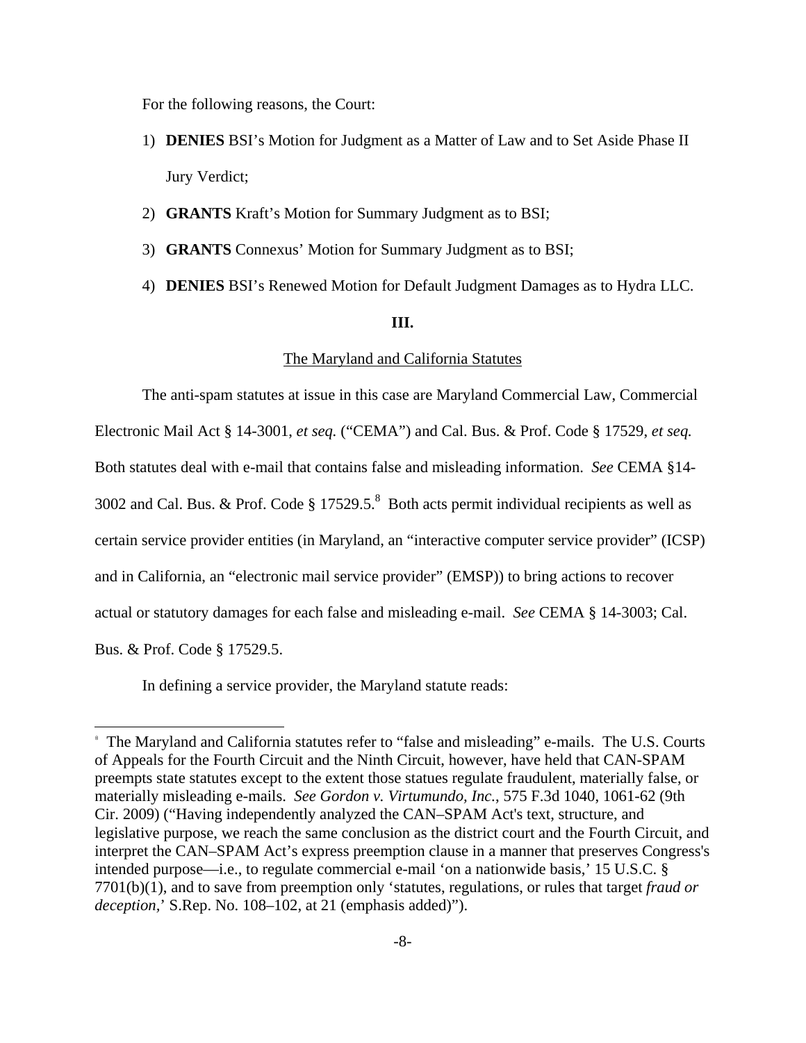For the following reasons, the Court:

1) **DENIES** BSI's Motion for Judgment as a Matter of Law and to Set Aside Phase II Jury Verdict;
2) **GRANTS** Kraft's Motion for Summary Judgment as to BSI;
3) **GRANTS** Connexus' Motion for Summary Judgment as to BSI;
4) **DENIES** BSI's Renewed Motion for Default Judgment Damages as to Hydra LLC.

## III.

The Maryland and California Statutes

The anti-spam statutes at issue in this case are Maryland Commercial Law, Commercial Electronic Mail Act § 14-3001, *et seq.* ("CEMA") and Cal. Bus. & Prof. Code § 17529, *et seq.* Both statutes deal with e-mail that contains false and misleading information. *See* CEMA §14-3002 and Cal. Bus. & Prof. Code § 17529.5.[8] Both acts permit individual recipients as well as certain service provider entities (in Maryland, an "interactive computer service provider" (ICSP) and in California, an "electronic mail service provider" (EMSP)) to bring actions to recover actual or statutory damages for each false and misleading e-mail. *See* CEMA § 14-3003; Cal. Bus. & Prof. Code § 17529.5.

In defining a service provider, the Maryland statute reads:

---

[8] The Maryland and California statutes refer to "false and misleading" e-mails. The U.S. Courts of Appeals for the Fourth Circuit and the Ninth Circuit, however, have held that CAN-SPAM preempts state statutes except to the extent those statues regulate fraudulent, materially false, or materially misleading e-mails. *See Gordon v. Virtumundo, Inc.*, 575 F.3d 1040, 1061-62 (9th Cir. 2009) ("Having independently analyzed the CAN–SPAM Act's text, structure, and legislative purpose, we reach the same conclusion as the district court and the Fourth Circuit, and interpret the CAN–SPAM Act's express preemption clause in a manner that preserves Congress's intended purpose—i.e., to regulate commercial e-mail 'on a nationwide basis,' 15 U.S.C. § 7701(b)(1), and to save from preemption only 'statutes, regulations, or rules that target *fraud or deception*,' S.Rep. No. 108–102, at 21 (emphasis added)").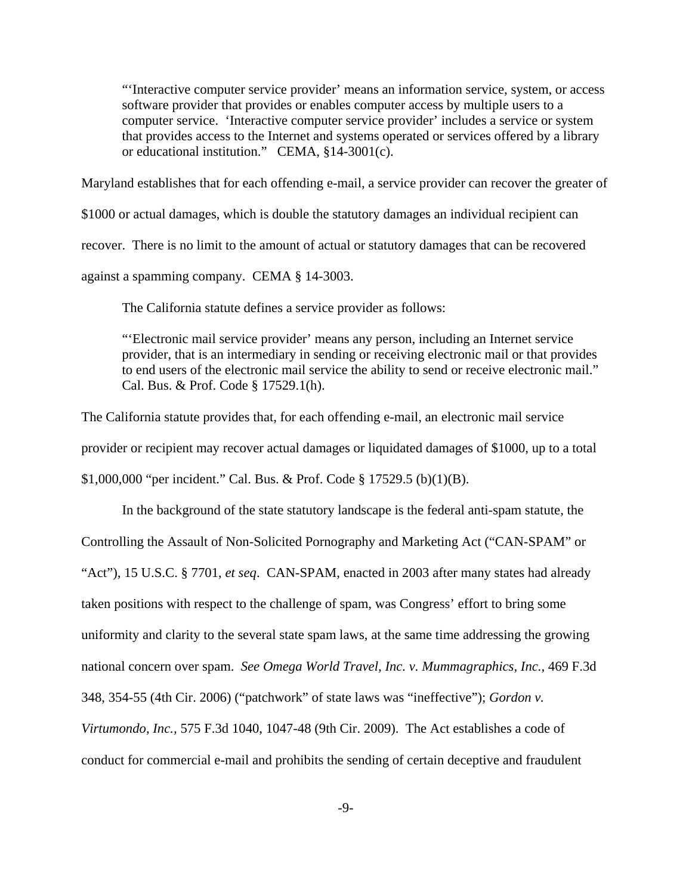> "'Interactive computer service provider' means an information service, system, or access software provider that provides or enables computer access by multiple users to a computer service. 'Interactive computer service provider' includes a service or system that provides access to the Internet and systems operated or services offered by a library or educational institution." CEMA, §14-3001(c).

Maryland establishes that for each offending e-mail, a service provider can recover the greater of $1000 or actual damages, which is double the statutory damages an individual recipient can recover. There is no limit to the amount of actual or statutory damages that can be recovered against a spamming company. CEMA § 14-3003.

The California statute defines a service provider as follows:

> "'Electronic mail service provider' means any person, including an Internet service provider, that is an intermediary in sending or receiving electronic mail or that provides to end users of the electronic mail service the ability to send or receive electronic mail." Cal. Bus. & Prof. Code § 17529.1(h).

The California statute provides that, for each offending e-mail, an electronic mail service provider or recipient may recover actual damages or liquidated damages of $1000, up to a total $1,000,000 "per incident." Cal. Bus. & Prof. Code § 17529.5 (b)(1)(B).

In the background of the state statutory landscape is the federal anti-spam statute, the Controlling the Assault of Non-Solicited Pornography and Marketing Act ("CAN-SPAM" or "Act"), 15 U.S.C. § 7701, *et seq*. CAN-SPAM, enacted in 2003 after many states had already taken positions with respect to the challenge of spam, was Congress' effort to bring some uniformity and clarity to the several state spam laws, at the same time addressing the growing national concern over spam. *See Omega World Travel, Inc. v. Mummagraphics, Inc.,* 469 F.3d 348, 354-55 (4th Cir. 2006) ("patchwork" of state laws was "ineffective"); *Gordon v. Virtumondo, Inc.,* 575 F.3d 1040, 1047-48 (9th Cir. 2009). The Act establishes a code of conduct for commercial e-mail and prohibits the sending of certain deceptive and fraudulent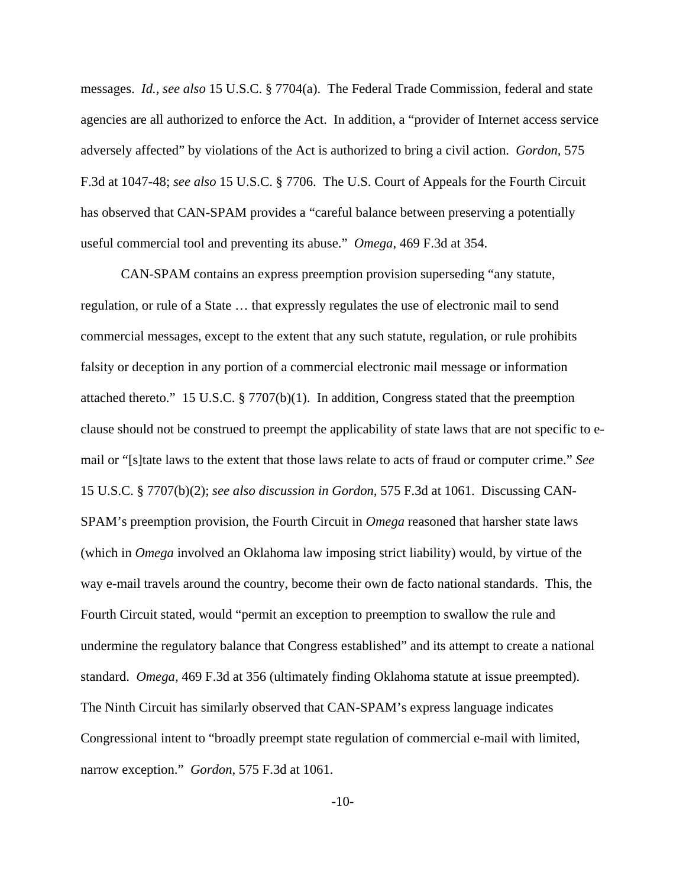messages. *Id., see also* 15 U.S.C. § 7704(a). The Federal Trade Commission, federal and state agencies are all authorized to enforce the Act. In addition, a "provider of Internet access service adversely affected" by violations of the Act is authorized to bring a civil action. *Gordon*, 575 F.3d at 1047-48; *see also* 15 U.S.C. § 7706. The U.S. Court of Appeals for the Fourth Circuit has observed that CAN-SPAM provides a "careful balance between preserving a potentially useful commercial tool and preventing its abuse." *Omega*, 469 F.3d at 354.

CAN-SPAM contains an express preemption provision superseding "any statute, regulation, or rule of a State … that expressly regulates the use of electronic mail to send commercial messages, except to the extent that any such statute, regulation, or rule prohibits falsity or deception in any portion of a commercial electronic mail message or information attached thereto." 15 U.S.C. § 7707(b)(1). In addition, Congress stated that the preemption clause should not be construed to preempt the applicability of state laws that are not specific to e-mail or "[s]tate laws to the extent that those laws relate to acts of fraud or computer crime." *See* 15 U.S.C. § 7707(b)(2); *see also discussion in Gordon*, 575 F.3d at 1061. Discussing CAN-SPAM's preemption provision, the Fourth Circuit in *Omega* reasoned that harsher state laws (which in *Omega* involved an Oklahoma law imposing strict liability) would, by virtue of the way e-mail travels around the country, become their own de facto national standards. This, the Fourth Circuit stated, would "permit an exception to preemption to swallow the rule and undermine the regulatory balance that Congress established" and its attempt to create a national standard. *Omega*, 469 F.3d at 356 (ultimately finding Oklahoma statute at issue preempted). The Ninth Circuit has similarly observed that CAN-SPAM's express language indicates Congressional intent to "broadly preempt state regulation of commercial e-mail with limited, narrow exception." *Gordon*, 575 F.3d at 1061.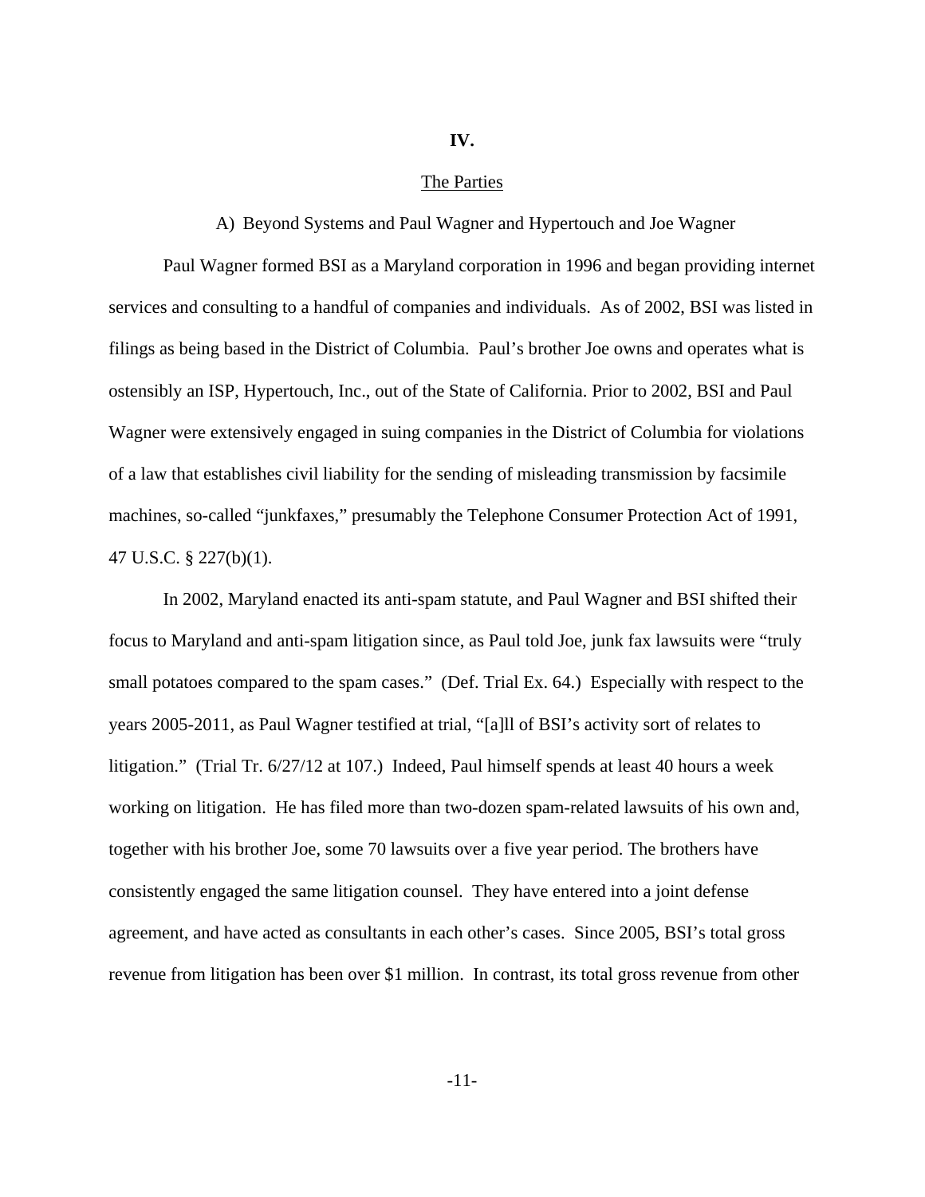# IV.

## The Parties

### A) Beyond Systems and Paul Wagner and Hypertouch and Joe Wagner

Paul Wagner formed BSI as a Maryland corporation in 1996 and began providing internet services and consulting to a handful of companies and individuals. As of 2002, BSI was listed in filings as being based in the District of Columbia. Paul's brother Joe owns and operates what is ostensibly an ISP, Hypertouch, Inc., out of the State of California. Prior to 2002, BSI and Paul Wagner were extensively engaged in suing companies in the District of Columbia for violations of a law that establishes civil liability for the sending of misleading transmission by facsimile machines, so-called "junkfaxes," presumably the Telephone Consumer Protection Act of 1991, 47 U.S.C. § 227(b)(1).

In 2002, Maryland enacted its anti-spam statute, and Paul Wagner and BSI shifted their focus to Maryland and anti-spam litigation since, as Paul told Joe, junk fax lawsuits were "truly small potatoes compared to the spam cases." (Def. Trial Ex. 64.) Especially with respect to the years 2005-2011, as Paul Wagner testified at trial, "[a]ll of BSI's activity sort of relates to litigation." (Trial Tr. 6/27/12 at 107.) Indeed, Paul himself spends at least 40 hours a week working on litigation. He has filed more than two-dozen spam-related lawsuits of his own and, together with his brother Joe, some 70 lawsuits over a five year period. The brothers have consistently engaged the same litigation counsel. They have entered into a joint defense agreement, and have acted as consultants in each other's cases. Since 2005, BSI's total gross revenue from litigation has been over $1 million. In contrast, its total gross revenue from other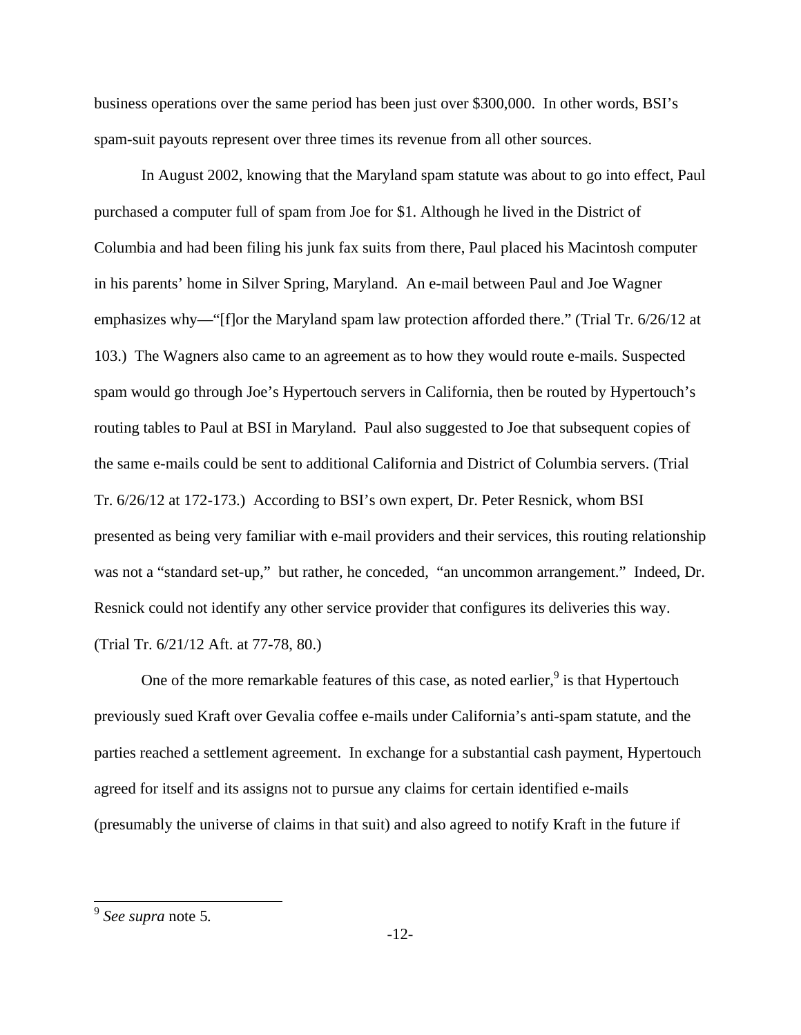business operations over the same period has been just over \$300,000. In other words, BSI's spam-suit payouts represent over three times its revenue from all other sources.

In August 2002, knowing that the Maryland spam statute was about to go into effect, Paul purchased a computer full of spam from Joe for \$1. Although he lived in the District of Columbia and had been filing his junk fax suits from there, Paul placed his Macintosh computer in his parents' home in Silver Spring, Maryland. An e-mail between Paul and Joe Wagner emphasizes why—"[f]or the Maryland spam law protection afforded there." (Trial Tr. 6/26/12 at 103.) The Wagners also came to an agreement as to how they would route e-mails. Suspected spam would go through Joe's Hypertouch servers in California, then be routed by Hypertouch's routing tables to Paul at BSI in Maryland. Paul also suggested to Joe that subsequent copies of the same e-mails could be sent to additional California and District of Columbia servers. (Trial Tr. 6/26/12 at 172-173.) According to BSI's own expert, Dr. Peter Resnick, whom BSI presented as being very familiar with e-mail providers and their services, this routing relationship was not a "standard set-up," but rather, he conceded, "an uncommon arrangement." Indeed, Dr. Resnick could not identify any other service provider that configures its deliveries this way. (Trial Tr. 6/21/12 Aft. at 77-78, 80.)

One of the more remarkable features of this case, as noted earlier,[9] is that Hypertouch previously sued Kraft over Gevalia coffee e-mails under California's anti-spam statute, and the parties reached a settlement agreement. In exchange for a substantial cash payment, Hypertouch agreed for itself and its assigns not to pursue any claims for certain identified e-mails (presumably the universe of claims in that suit) and also agreed to notify Kraft in the future if

[9] *See supra* note 5.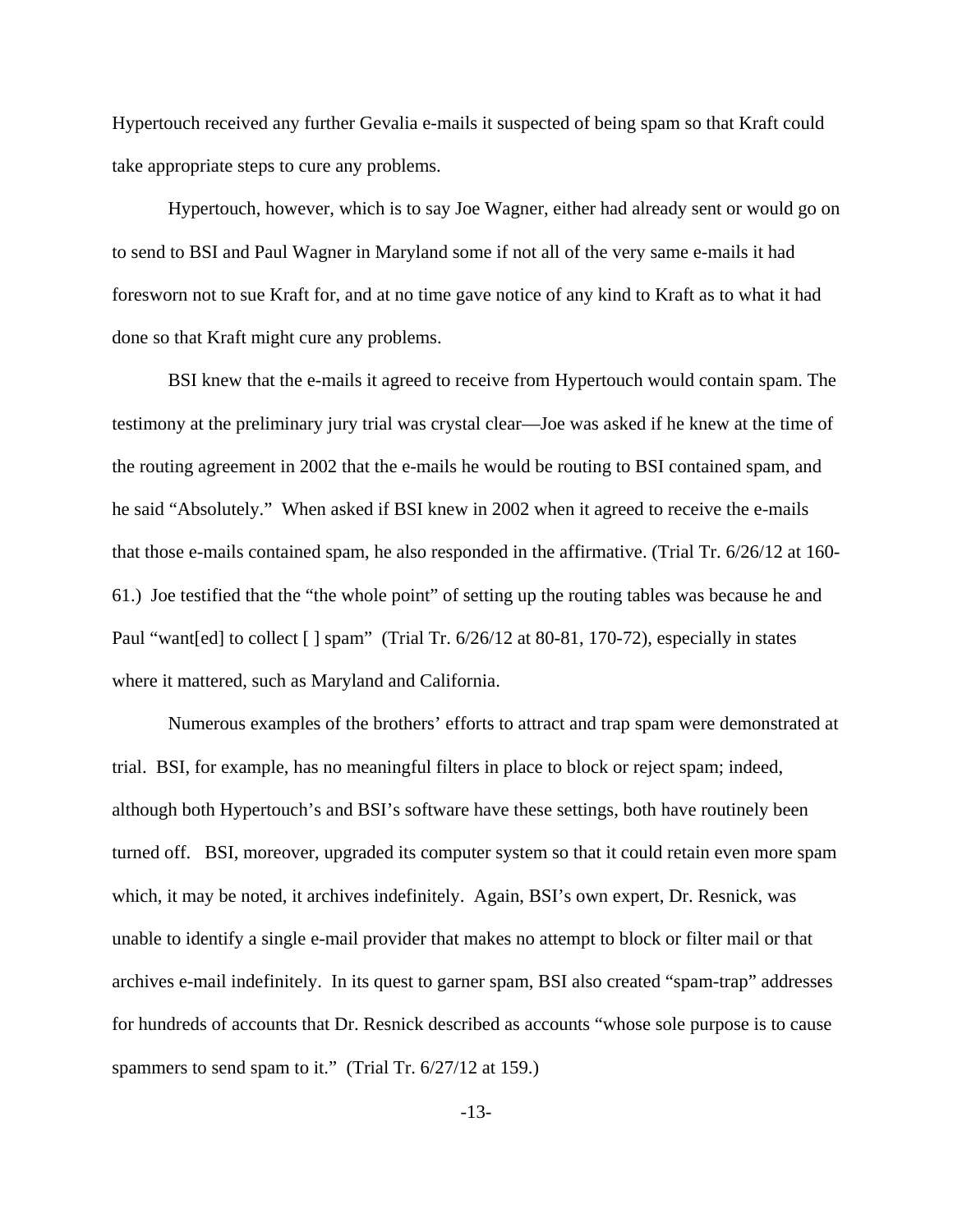Hypertouch received any further Gevalia e-mails it suspected of being spam so that Kraft could take appropriate steps to cure any problems.

Hypertouch, however, which is to say Joe Wagner, either had already sent or would go on to send to BSI and Paul Wagner in Maryland some if not all of the very same e-mails it had foresworn not to sue Kraft for, and at no time gave notice of any kind to Kraft as to what it had done so that Kraft might cure any problems.

BSI knew that the e-mails it agreed to receive from Hypertouch would contain spam. The testimony at the preliminary jury trial was crystal clear—Joe was asked if he knew at the time of the routing agreement in 2002 that the e-mails he would be routing to BSI contained spam, and he said "Absolutely." When asked if BSI knew in 2002 when it agreed to receive the e-mails that those e-mails contained spam, he also responded in the affirmative. (Trial Tr. 6/26/12 at 160-61.) Joe testified that the "the whole point" of setting up the routing tables was because he and Paul "want[ed] to collect [ ] spam" (Trial Tr. 6/26/12 at 80-81, 170-72), especially in states where it mattered, such as Maryland and California.

Numerous examples of the brothers' efforts to attract and trap spam were demonstrated at trial. BSI, for example, has no meaningful filters in place to block or reject spam; indeed, although both Hypertouch's and BSI's software have these settings, both have routinely been turned off. BSI, moreover, upgraded its computer system so that it could retain even more spam which, it may be noted, it archives indefinitely. Again, BSI's own expert, Dr. Resnick, was unable to identify a single e-mail provider that makes no attempt to block or filter mail or that archives e-mail indefinitely. In its quest to garner spam, BSI also created "spam-trap" addresses for hundreds of accounts that Dr. Resnick described as accounts "whose sole purpose is to cause spammers to send spam to it." (Trial Tr. 6/27/12 at 159.)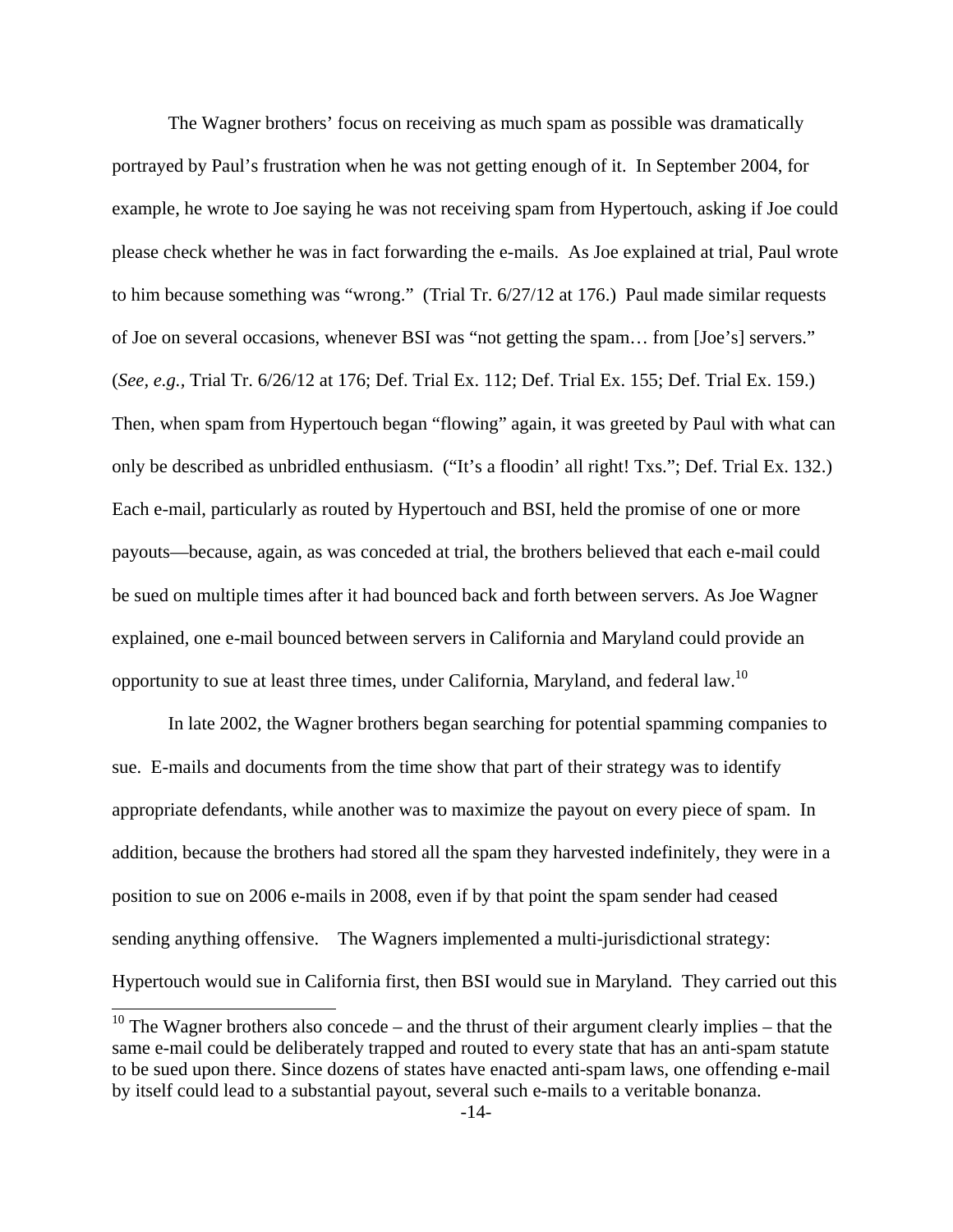The Wagner brothers' focus on receiving as much spam as possible was dramatically portrayed by Paul's frustration when he was not getting enough of it. In September 2004, for example, he wrote to Joe saying he was not receiving spam from Hypertouch, asking if Joe could please check whether he was in fact forwarding the e-mails. As Joe explained at trial, Paul wrote to him because something was "wrong." (Trial Tr. 6/27/12 at 176.) Paul made similar requests of Joe on several occasions, whenever BSI was "not getting the spam… from [Joe's] servers." (*See, e.g.*, Trial Tr. 6/26/12 at 176; Def. Trial Ex. 112; Def. Trial Ex. 155; Def. Trial Ex. 159.) Then, when spam from Hypertouch began "flowing" again, it was greeted by Paul with what can only be described as unbridled enthusiasm. ("It's a floodin' all right! Txs."; Def. Trial Ex. 132.) Each e-mail, particularly as routed by Hypertouch and BSI, held the promise of one or more payouts—because, again, as was conceded at trial, the brothers believed that each e-mail could be sued on multiple times after it had bounced back and forth between servers. As Joe Wagner explained, one e-mail bounced between servers in California and Maryland could provide an opportunity to sue at least three times, under California, Maryland, and federal law.[10]

In late 2002, the Wagner brothers began searching for potential spamming companies to sue. E-mails and documents from the time show that part of their strategy was to identify appropriate defendants, while another was to maximize the payout on every piece of spam. In addition, because the brothers had stored all the spam they harvested indefinitely, they were in a position to sue on 2006 e-mails in 2008, even if by that point the spam sender had ceased sending anything offensive. The Wagners implemented a multi-jurisdictional strategy: Hypertouch would sue in California first, then BSI would sue in Maryland. They carried out this

[10] The Wagner brothers also concede – and the thrust of their argument clearly implies – that the same e-mail could be deliberately trapped and routed to every state that has an anti-spam statute to be sued upon there. Since dozens of states have enacted anti-spam laws, one offending e-mail by itself could lead to a substantial payout, several such e-mails to a veritable bonanza.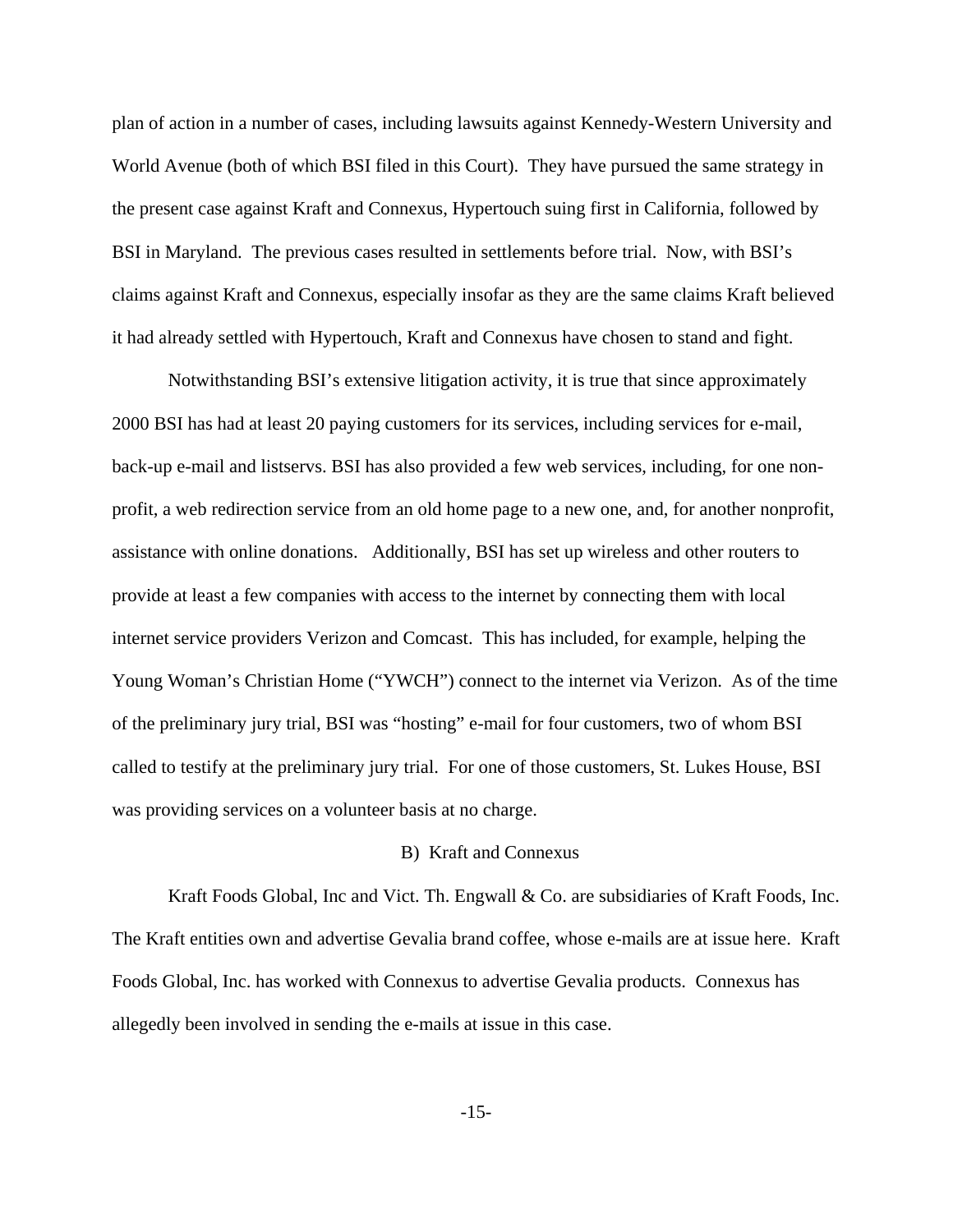plan of action in a number of cases, including lawsuits against Kennedy-Western University and World Avenue (both of which BSI filed in this Court). They have pursued the same strategy in the present case against Kraft and Connexus, Hypertouch suing first in California, followed by BSI in Maryland. The previous cases resulted in settlements before trial. Now, with BSI's claims against Kraft and Connexus, especially insofar as they are the same claims Kraft believed it had already settled with Hypertouch, Kraft and Connexus have chosen to stand and fight.

Notwithstanding BSI's extensive litigation activity, it is true that since approximately 2000 BSI has had at least 20 paying customers for its services, including services for e-mail, back-up e-mail and listservs. BSI has also provided a few web services, including, for one non-profit, a web redirection service from an old home page to a new one, and, for another nonprofit, assistance with online donations. Additionally, BSI has set up wireless and other routers to provide at least a few companies with access to the internet by connecting them with local internet service providers Verizon and Comcast. This has included, for example, helping the Young Woman's Christian Home ("YWCH") connect to the internet via Verizon. As of the time of the preliminary jury trial, BSI was "hosting" e-mail for four customers, two of whom BSI called to testify at the preliminary jury trial. For one of those customers, St. Lukes House, BSI was providing services on a volunteer basis at no charge.

B) Kraft and Connexus

Kraft Foods Global, Inc and Vict. Th. Engwall & Co. are subsidiaries of Kraft Foods, Inc. The Kraft entities own and advertise Gevalia brand coffee, whose e-mails are at issue here. Kraft Foods Global, Inc. has worked with Connexus to advertise Gevalia products. Connexus has allegedly been involved in sending the e-mails at issue in this case.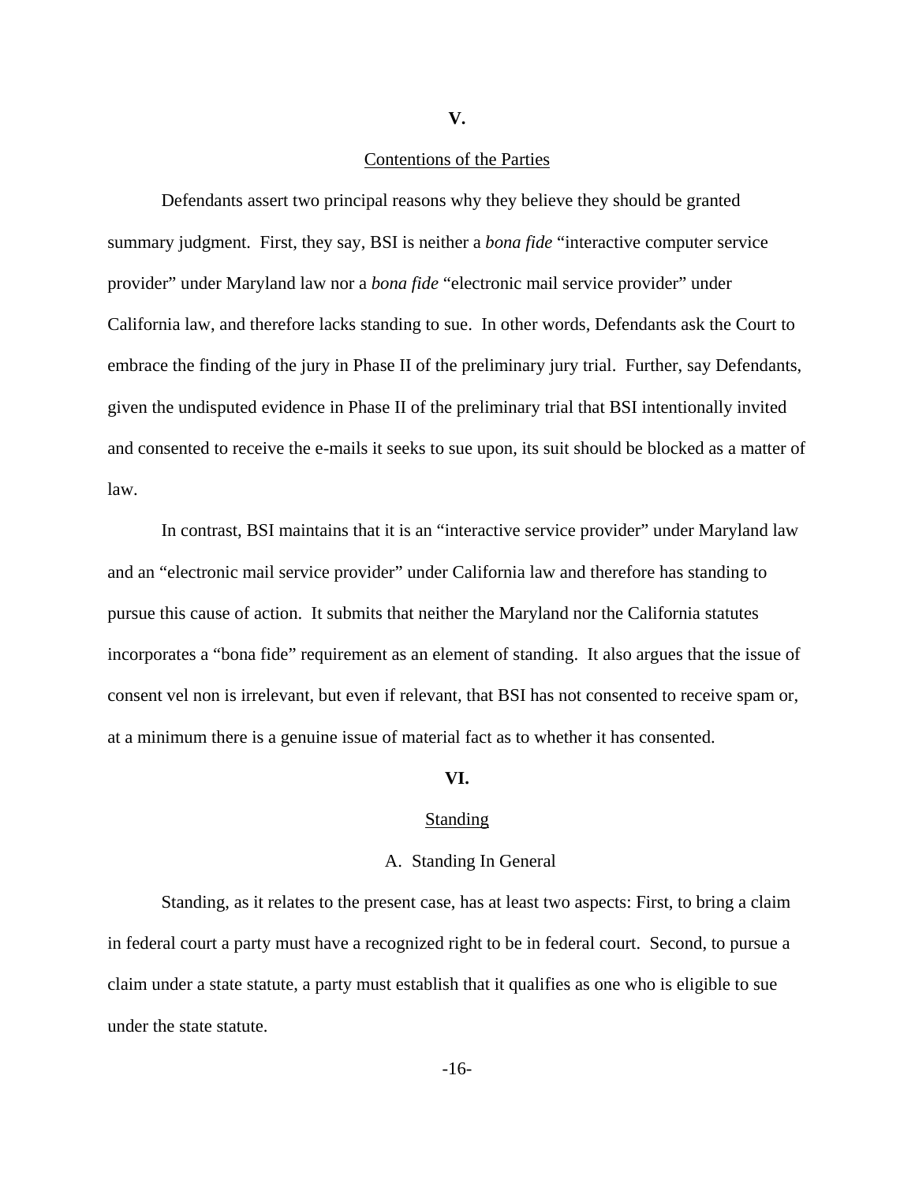## V.

### Contentions of the Parties

Defendants assert two principal reasons why they believe they should be granted summary judgment. First, they say, BSI is neither a *bona fide* "interactive computer service provider" under Maryland law nor a *bona fide* "electronic mail service provider" under California law, and therefore lacks standing to sue. In other words, Defendants ask the Court to embrace the finding of the jury in Phase II of the preliminary jury trial. Further, say Defendants, given the undisputed evidence in Phase II of the preliminary trial that BSI intentionally invited and consented to receive the e-mails it seeks to sue upon, its suit should be blocked as a matter of law.

In contrast, BSI maintains that it is an "interactive service provider" under Maryland law and an "electronic mail service provider" under California law and therefore has standing to pursue this cause of action. It submits that neither the Maryland nor the California statutes incorporates a "bona fide" requirement as an element of standing. It also argues that the issue of consent vel non is irrelevant, but even if relevant, that BSI has not consented to receive spam or, at a minimum there is a genuine issue of material fact as to whether it has consented.

## VI.

### Standing

#### A. Standing In General

Standing, as it relates to the present case, has at least two aspects: First, to bring a claim in federal court a party must have a recognized right to be in federal court. Second, to pursue a claim under a state statute, a party must establish that it qualifies as one who is eligible to sue under the state statute.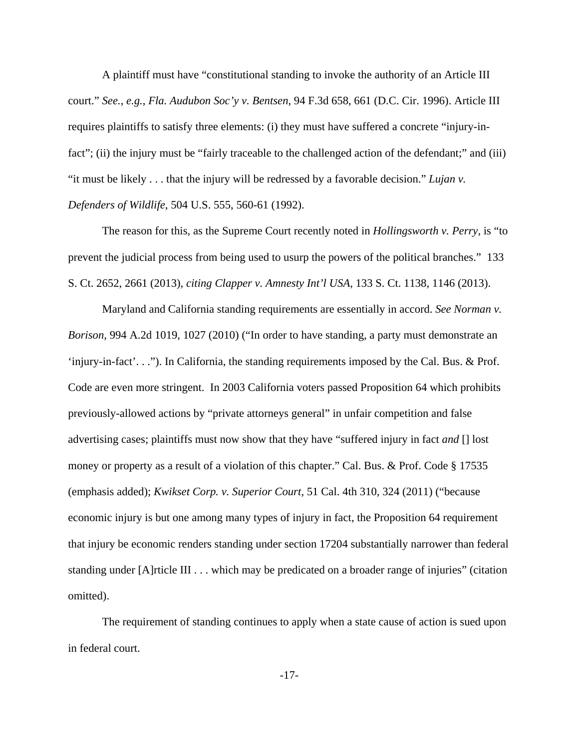A plaintiff must have "constitutional standing to invoke the authority of an Article III court." *See.*, *e.g.*, *Fla. Audubon Soc'y v. Bentsen*, 94 F.3d 658, 661 (D.C. Cir. 1996). Article III requires plaintiffs to satisfy three elements: (i) they must have suffered a concrete "injury-in-fact"; (ii) the injury must be "fairly traceable to the challenged action of the defendant;" and (iii) "it must be likely . . . that the injury will be redressed by a favorable decision." *Lujan v. Defenders of Wildlife*, 504 U.S. 555, 560-61 (1992).

The reason for this, as the Supreme Court recently noted in *Hollingsworth v. Perry*, is "to prevent the judicial process from being used to usurp the powers of the political branches." 133 S. Ct. 2652, 2661 (2013), *citing Clapper v. Amnesty Int'l USA*, 133 S. Ct. 1138, 1146 (2013).

Maryland and California standing requirements are essentially in accord. *See Norman v. Borison*, 994 A.2d 1019, 1027 (2010) ("In order to have standing, a party must demonstrate an 'injury-in-fact'. . ."). In California, the standing requirements imposed by the Cal. Bus. & Prof. Code are even more stringent. In 2003 California voters passed Proposition 64 which prohibits previously-allowed actions by "private attorneys general" in unfair competition and false advertising cases; plaintiffs must now show that they have "suffered injury in fact *and* [] lost money or property as a result of a violation of this chapter." Cal. Bus. & Prof. Code § 17535 (emphasis added); *Kwikset Corp. v. Superior Court*, 51 Cal. 4th 310, 324 (2011) ("because economic injury is but one among many types of injury in fact, the Proposition 64 requirement that injury be economic renders standing under section 17204 substantially narrower than federal standing under [A]rticle III . . . which may be predicated on a broader range of injuries" (citation omitted).

The requirement of standing continues to apply when a state cause of action is sued upon in federal court.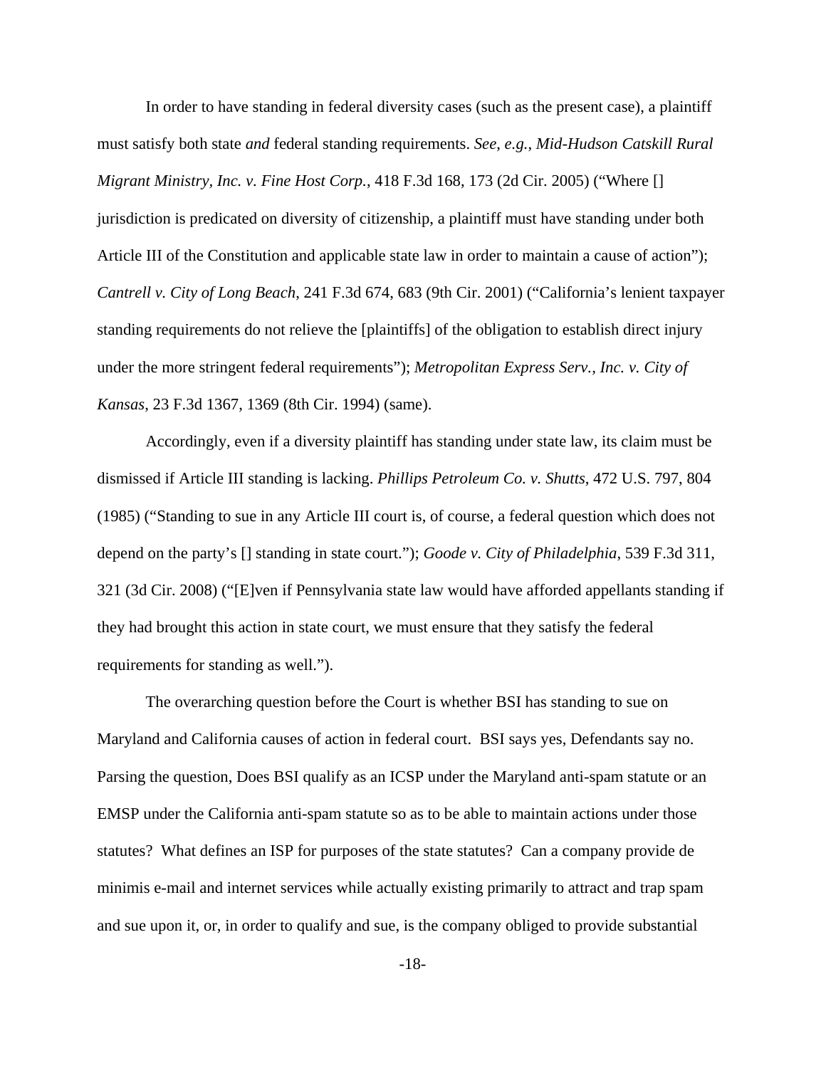In order to have standing in federal diversity cases (such as the present case), a plaintiff must satisfy both state *and* federal standing requirements. *See, e.g.*, *Mid-Hudson Catskill Rural Migrant Ministry, Inc. v. Fine Host Corp.*, 418 F.3d 168, 173 (2d Cir. 2005) ("Where [] jurisdiction is predicated on diversity of citizenship, a plaintiff must have standing under both Article III of the Constitution and applicable state law in order to maintain a cause of action"); *Cantrell v. City of Long Beach*, 241 F.3d 674, 683 (9th Cir. 2001) ("California's lenient taxpayer standing requirements do not relieve the [plaintiffs] of the obligation to establish direct injury under the more stringent federal requirements"); *Metropolitan Express Serv., Inc. v. City of Kansas*, 23 F.3d 1367, 1369 (8th Cir. 1994) (same).

Accordingly, even if a diversity plaintiff has standing under state law, its claim must be dismissed if Article III standing is lacking. *Phillips Petroleum Co. v. Shutts*, 472 U.S. 797, 804 (1985) ("Standing to sue in any Article III court is, of course, a federal question which does not depend on the party's [] standing in state court."); *Goode v. City of Philadelphia*, 539 F.3d 311, 321 (3d Cir. 2008) ("[E]ven if Pennsylvania state law would have afforded appellants standing if they had brought this action in state court, we must ensure that they satisfy the federal requirements for standing as well.").

The overarching question before the Court is whether BSI has standing to sue on Maryland and California causes of action in federal court. BSI says yes, Defendants say no. Parsing the question, Does BSI qualify as an ICSP under the Maryland anti-spam statute or an EMSP under the California anti-spam statute so as to be able to maintain actions under those statutes? What defines an ISP for purposes of the state statutes? Can a company provide de minimis e-mail and internet services while actually existing primarily to attract and trap spam and sue upon it, or, in order to qualify and sue, is the company obliged to provide substantial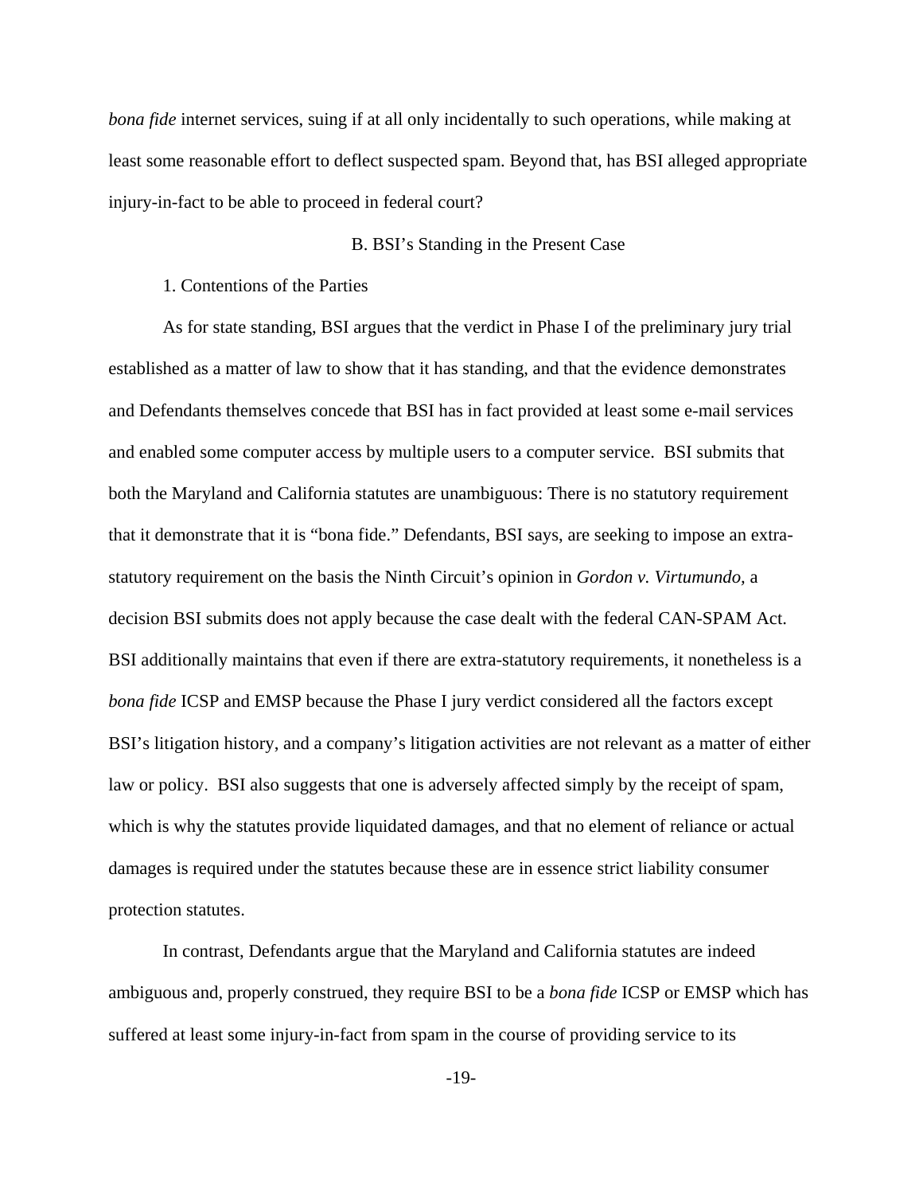*bona fide* internet services, suing if at all only incidentally to such operations, while making at least some reasonable effort to deflect suspected spam. Beyond that, has BSI alleged appropriate injury-in-fact to be able to proceed in federal court?

### B. BSI's Standing in the Present Case

#### 1. Contentions of the Parties

As for state standing, BSI argues that the verdict in Phase I of the preliminary jury trial established as a matter of law to show that it has standing, and that the evidence demonstrates and Defendants themselves concede that BSI has in fact provided at least some e-mail services and enabled some computer access by multiple users to a computer service. BSI submits that both the Maryland and California statutes are unambiguous: There is no statutory requirement that it demonstrate that it is "bona fide." Defendants, BSI says, are seeking to impose an extra-statutory requirement on the basis the Ninth Circuit's opinion in *Gordon v. Virtumundo,* a decision BSI submits does not apply because the case dealt with the federal CAN-SPAM Act. BSI additionally maintains that even if there are extra-statutory requirements, it nonetheless is a *bona fide* ICSP and EMSP because the Phase I jury verdict considered all the factors except BSI's litigation history, and a company's litigation activities are not relevant as a matter of either law or policy. BSI also suggests that one is adversely affected simply by the receipt of spam, which is why the statutes provide liquidated damages, and that no element of reliance or actual damages is required under the statutes because these are in essence strict liability consumer protection statutes.

In contrast, Defendants argue that the Maryland and California statutes are indeed ambiguous and, properly construed, they require BSI to be a *bona fide* ICSP or EMSP which has suffered at least some injury-in-fact from spam in the course of providing service to its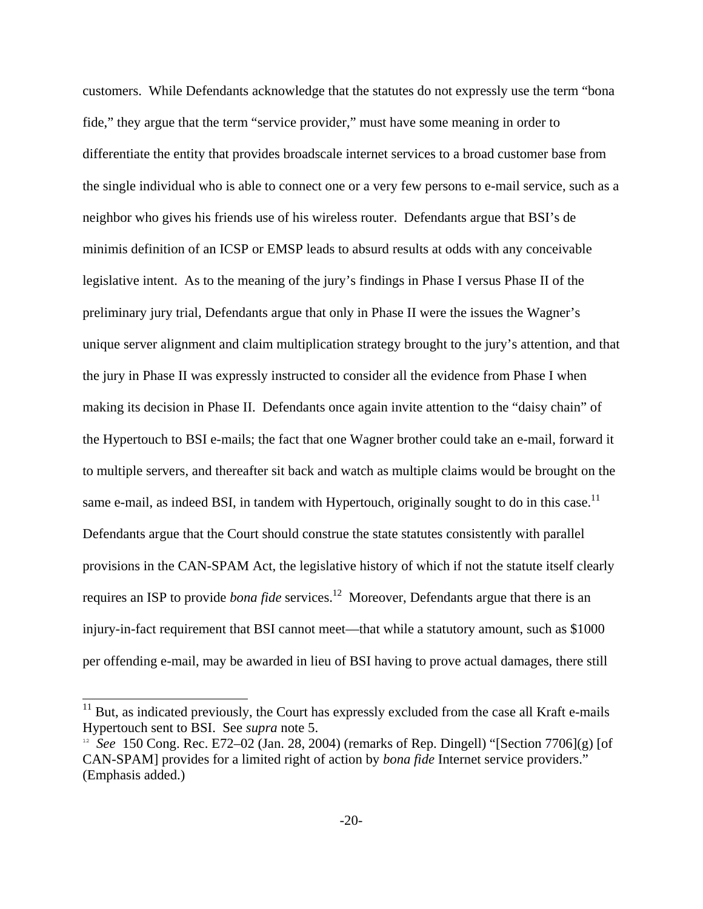customers. While Defendants acknowledge that the statutes do not expressly use the term "bona fide," they argue that the term "service provider," must have some meaning in order to differentiate the entity that provides broadscale internet services to a broad customer base from the single individual who is able to connect one or a very few persons to e-mail service, such as a neighbor who gives his friends use of his wireless router. Defendants argue that BSI's de minimis definition of an ICSP or EMSP leads to absurd results at odds with any conceivable legislative intent. As to the meaning of the jury's findings in Phase I versus Phase II of the preliminary jury trial, Defendants argue that only in Phase II were the issues the Wagner's unique server alignment and claim multiplication strategy brought to the jury's attention, and that the jury in Phase II was expressly instructed to consider all the evidence from Phase I when making its decision in Phase II. Defendants once again invite attention to the "daisy chain" of the Hypertouch to BSI e-mails; the fact that one Wagner brother could take an e-mail, forward it to multiple servers, and thereafter sit back and watch as multiple claims would be brought on the same e-mail, as indeed BSI, in tandem with Hypertouch, originally sought to do in this case.[11] Defendants argue that the Court should construe the state statutes consistently with parallel provisions in the CAN-SPAM Act, the legislative history of which if not the statute itself clearly requires an ISP to provide *bona fide* services.[12] Moreover, Defendants argue that there is an injury-in-fact requirement that BSI cannot meet—that while a statutory amount, such as $1000 per offending e-mail, may be awarded in lieu of BSI having to prove actual damages, there still

---

[11] But, as indicated previously, the Court has expressly excluded from the case all Kraft e-mails Hypertouch sent to BSI. See *supra* note 5.

[12] *See* 150 Cong. Rec. E72–02 (Jan. 28, 2004) (remarks of Rep. Dingell) "[Section 7706](g) [of CAN-SPAM] provides for a limited right of action by *bona fide* Internet service providers." (Emphasis added.)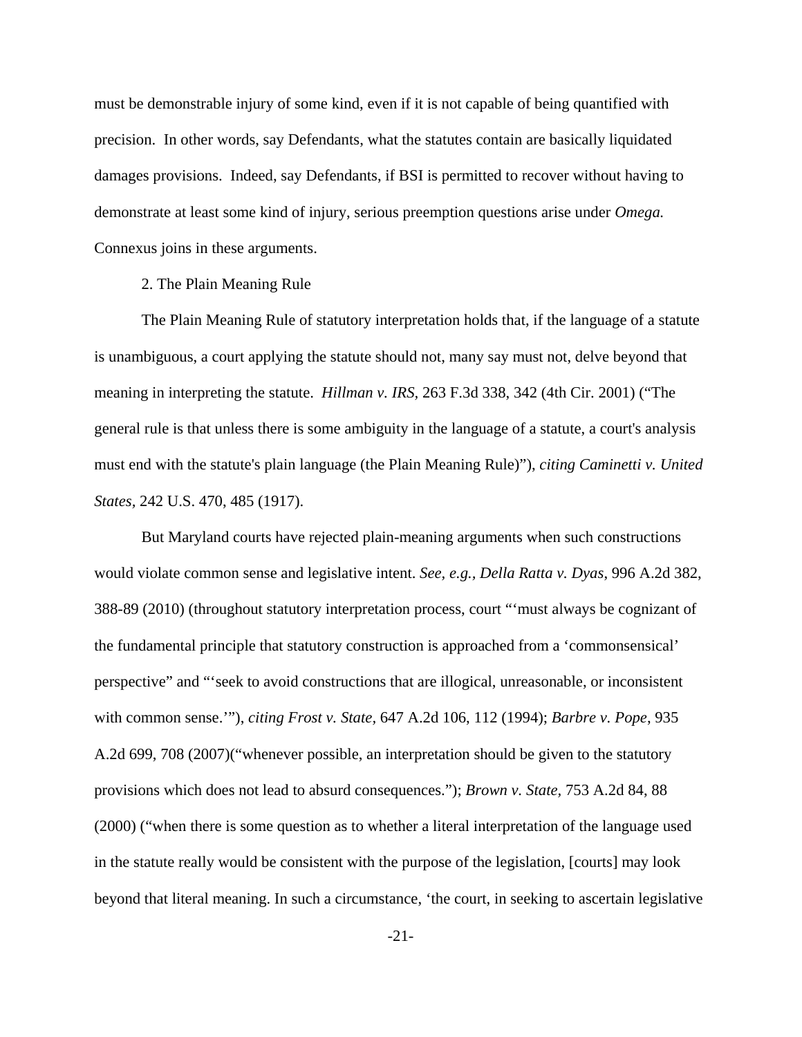must be demonstrable injury of some kind, even if it is not capable of being quantified with precision. In other words, say Defendants, what the statutes contain are basically liquidated damages provisions. Indeed, say Defendants, if BSI is permitted to recover without having to demonstrate at least some kind of injury, serious preemption questions arise under *Omega.* Connexus joins in these arguments.

2. The Plain Meaning Rule

The Plain Meaning Rule of statutory interpretation holds that, if the language of a statute is unambiguous, a court applying the statute should not, many say must not, delve beyond that meaning in interpreting the statute. *Hillman v. IRS*, 263 F.3d 338, 342 (4th Cir. 2001) ("The general rule is that unless there is some ambiguity in the language of a statute, a court's analysis must end with the statute's plain language (the Plain Meaning Rule)"), *citing Caminetti v. United States,* 242 U.S. 470, 485 (1917).

But Maryland courts have rejected plain-meaning arguments when such constructions would violate common sense and legislative intent. *See, e.g., Della Ratta v. Dyas*, 996 A.2d 382, 388-89 (2010) (throughout statutory interpretation process, court "'must always be cognizant of the fundamental principle that statutory construction is approached from a 'commonsensical' perspective" and "'seek to avoid constructions that are illogical, unreasonable, or inconsistent with common sense.'"), *citing Frost v. State*, 647 A.2d 106, 112 (1994); *Barbre v. Pope*, 935 A.2d 699, 708 (2007)("whenever possible, an interpretation should be given to the statutory provisions which does not lead to absurd consequences."); *Brown v. State*, 753 A.2d 84, 88 (2000) ("when there is some question as to whether a literal interpretation of the language used in the statute really would be consistent with the purpose of the legislation, [courts] may look beyond that literal meaning. In such a circumstance, 'the court, in seeking to ascertain legislative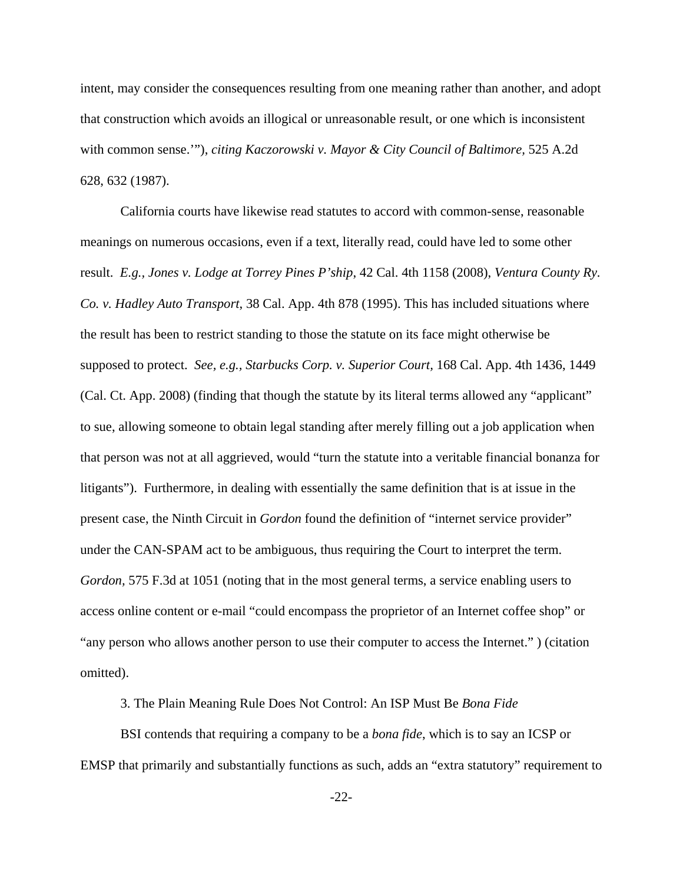intent, may consider the consequences resulting from one meaning rather than another, and adopt that construction which avoids an illogical or unreasonable result, or one which is inconsistent with common sense.'"), *citing Kaczorowski v. Mayor & City Council of Baltimore,* 525 A.2d 628, 632 (1987).

California courts have likewise read statutes to accord with common-sense, reasonable meanings on numerous occasions, even if a text, literally read, could have led to some other result. *E.g., Jones v. Lodge at Torrey Pines P'ship*, 42 Cal. 4th 1158 (2008), *Ventura County Ry. Co. v. Hadley Auto Transport*, 38 Cal. App. 4th 878 (1995). This has included situations where the result has been to restrict standing to those the statute on its face might otherwise be supposed to protect. *See, e.g., Starbucks Corp. v. Superior Court,* 168 Cal. App. 4th 1436, 1449 (Cal. Ct. App. 2008) (finding that though the statute by its literal terms allowed any "applicant" to sue, allowing someone to obtain legal standing after merely filling out a job application when that person was not at all aggrieved, would "turn the statute into a veritable financial bonanza for litigants"). Furthermore, in dealing with essentially the same definition that is at issue in the present case, the Ninth Circuit in *Gordon* found the definition of "internet service provider" under the CAN-SPAM act to be ambiguous, thus requiring the Court to interpret the term. *Gordon,* 575 F.3d at 1051 (noting that in the most general terms, a service enabling users to access online content or e-mail "could encompass the proprietor of an Internet coffee shop" or "any person who allows another person to use their computer to access the Internet." ) (citation omitted).

3. The Plain Meaning Rule Does Not Control: An ISP Must Be *Bona Fide*

BSI contends that requiring a company to be a *bona fide*, which is to say an ICSP or EMSP that primarily and substantially functions as such, adds an "extra statutory" requirement to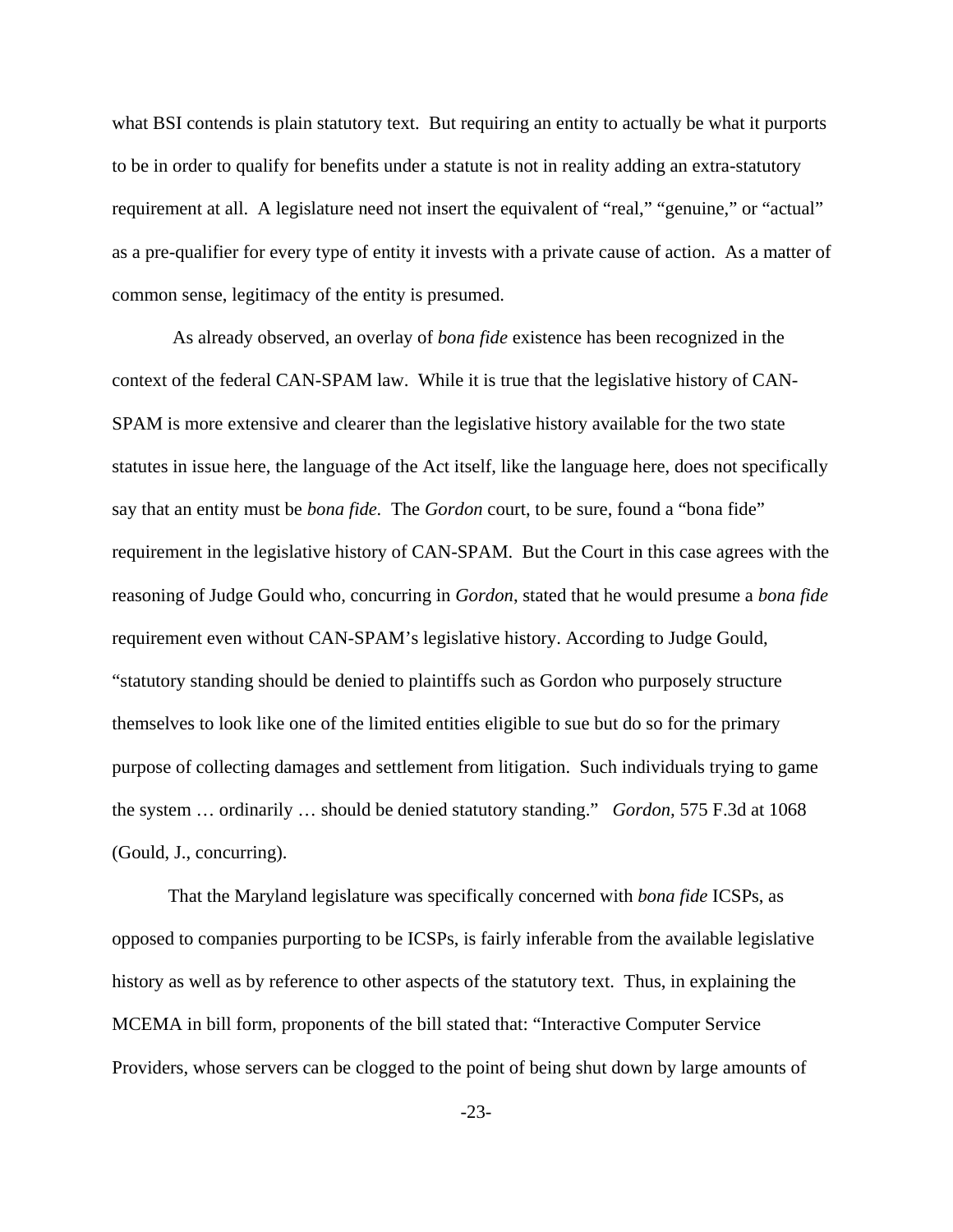what BSI contends is plain statutory text. But requiring an entity to actually be what it purports to be in order to qualify for benefits under a statute is not in reality adding an extra-statutory requirement at all. A legislature need not insert the equivalent of "real," "genuine," or "actual" as a pre-qualifier for every type of entity it invests with a private cause of action. As a matter of common sense, legitimacy of the entity is presumed.

As already observed, an overlay of *bona fide* existence has been recognized in the context of the federal CAN-SPAM law. While it is true that the legislative history of CAN-SPAM is more extensive and clearer than the legislative history available for the two state statutes in issue here, the language of the Act itself, like the language here, does not specifically say that an entity must be *bona fide*. The *Gordon* court, to be sure, found a "bona fide" requirement in the legislative history of CAN-SPAM. But the Court in this case agrees with the reasoning of Judge Gould who, concurring in *Gordon*, stated that he would presume a *bona fide* requirement even without CAN-SPAM's legislative history. According to Judge Gould, "statutory standing should be denied to plaintiffs such as Gordon who purposely structure themselves to look like one of the limited entities eligible to sue but do so for the primary purpose of collecting damages and settlement from litigation. Such individuals trying to game the system … ordinarily … should be denied statutory standing." *Gordon*, 575 F.3d at 1068 (Gould, J., concurring).

That the Maryland legislature was specifically concerned with *bona fide* ICSPs, as opposed to companies purporting to be ICSPs, is fairly inferable from the available legislative history as well as by reference to other aspects of the statutory text. Thus, in explaining the MCEMA in bill form, proponents of the bill stated that: "Interactive Computer Service Providers, whose servers can be clogged to the point of being shut down by large amounts of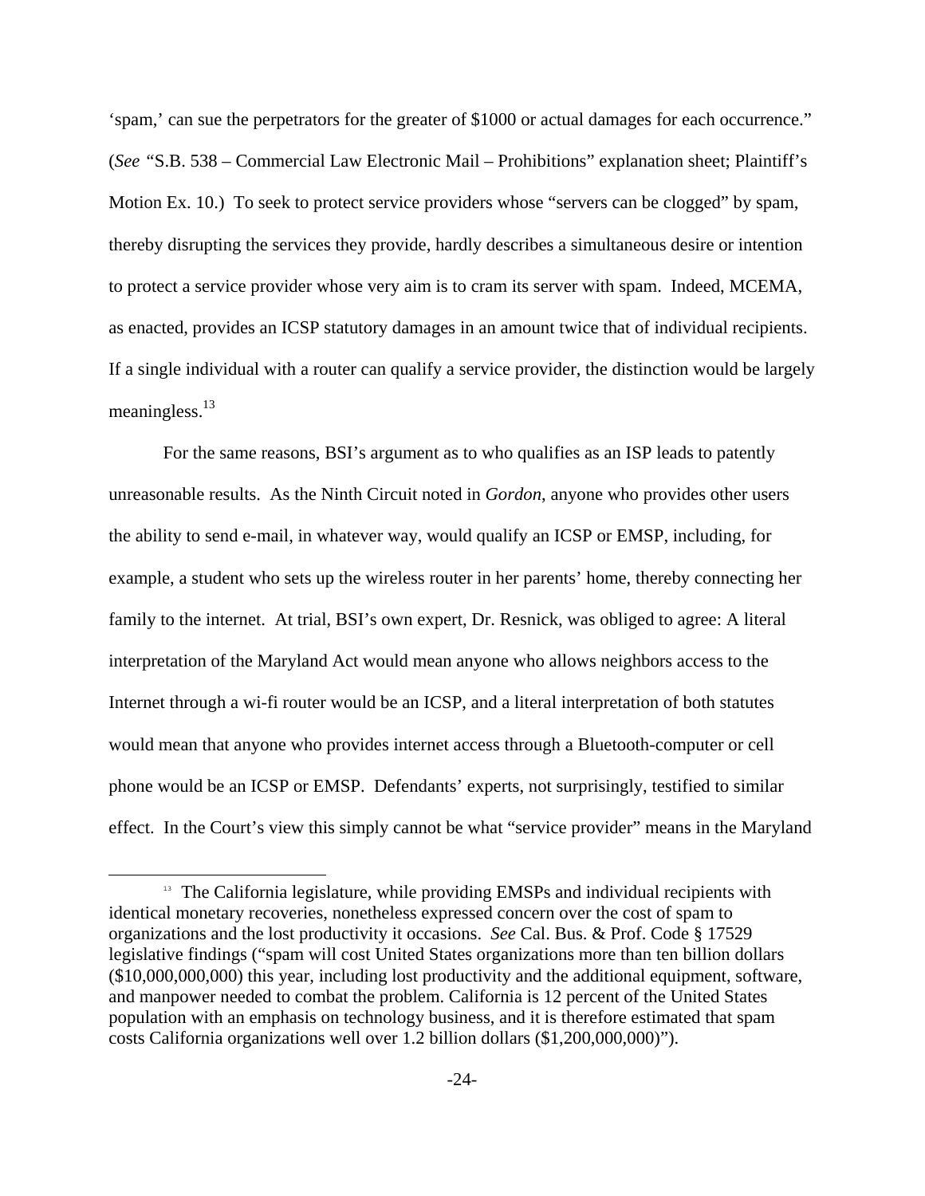'spam,' can sue the perpetrators for the greater of $1000 or actual damages for each occurrence." (*See* "S.B. 538 – Commercial Law Electronic Mail – Prohibitions" explanation sheet; Plaintiff's Motion Ex. 10.) To seek to protect service providers whose "servers can be clogged" by spam, thereby disrupting the services they provide, hardly describes a simultaneous desire or intention to protect a service provider whose very aim is to cram its server with spam. Indeed, MCEMA, as enacted, provides an ICSP statutory damages in an amount twice that of individual recipients. If a single individual with a router can qualify a service provider, the distinction would be largely meaningless.[13]

For the same reasons, BSI's argument as to who qualifies as an ISP leads to patently unreasonable results. As the Ninth Circuit noted in *Gordon*, anyone who provides other users the ability to send e-mail, in whatever way, would qualify an ICSP or EMSP, including, for example, a student who sets up the wireless router in her parents' home, thereby connecting her family to the internet. At trial, BSI's own expert, Dr. Resnick, was obliged to agree: A literal interpretation of the Maryland Act would mean anyone who allows neighbors access to the Internet through a wi-fi router would be an ICSP, and a literal interpretation of both statutes would mean that anyone who provides internet access through a Bluetooth-computer or cell phone would be an ICSP or EMSP. Defendants' experts, not surprisingly, testified to similar effect. In the Court's view this simply cannot be what "service provider" means in the Maryland

[13] The California legislature, while providing EMSPs and individual recipients with identical monetary recoveries, nonetheless expressed concern over the cost of spam to organizations and the lost productivity it occasions. *See* Cal. Bus. & Prof. Code § 17529 legislative findings ("spam will cost United States organizations more than ten billion dollars ($10,000,000,000) this year, including lost productivity and the additional equipment, software, and manpower needed to combat the problem. California is 12 percent of the United States population with an emphasis on technology business, and it is therefore estimated that spam costs California organizations well over 1.2 billion dollars ($1,200,000,000)").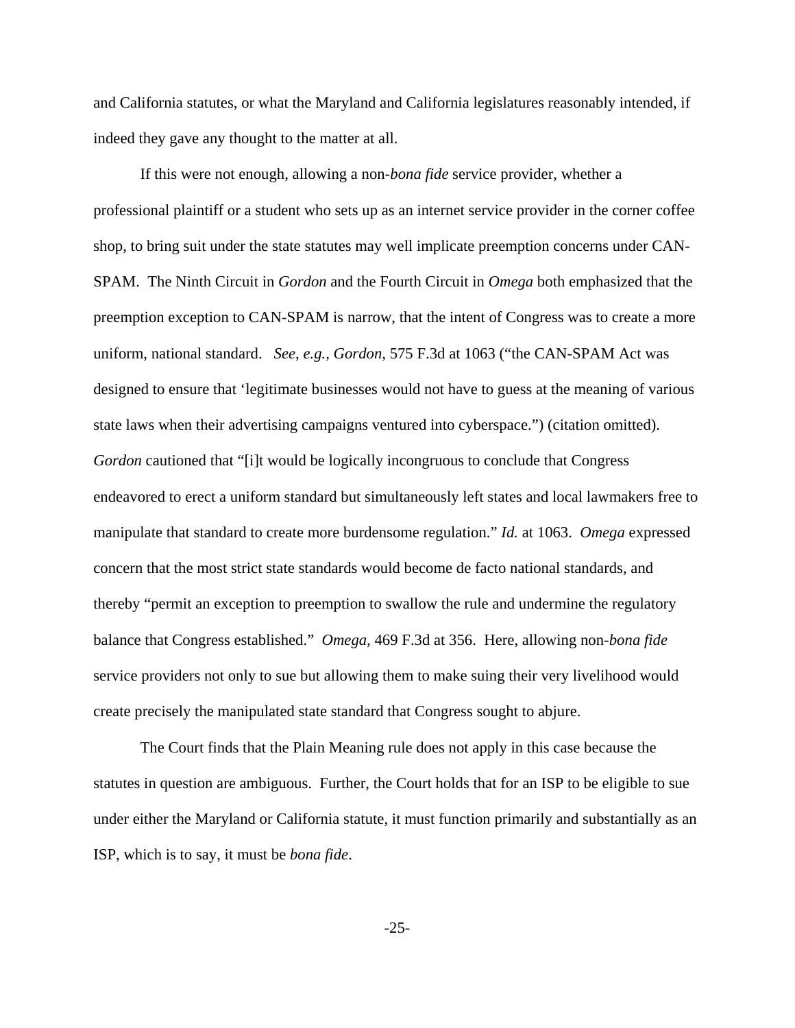and California statutes, or what the Maryland and California legislatures reasonably intended, if indeed they gave any thought to the matter at all.

If this were not enough, allowing a non-*bona fide* service provider, whether a professional plaintiff or a student who sets up as an internet service provider in the corner coffee shop, to bring suit under the state statutes may well implicate preemption concerns under CAN-SPAM. The Ninth Circuit in *Gordon* and the Fourth Circuit in *Omega* both emphasized that the preemption exception to CAN-SPAM is narrow, that the intent of Congress was to create a more uniform, national standard. *See, e.g.*, *Gordon*, 575 F.3d at 1063 ("the CAN-SPAM Act was designed to ensure that 'legitimate businesses would not have to guess at the meaning of various state laws when their advertising campaigns ventured into cyberspace.") (citation omitted). *Gordon* cautioned that "[i]t would be logically incongruous to conclude that Congress endeavored to erect a uniform standard but simultaneously left states and local lawmakers free to manipulate that standard to create more burdensome regulation." *Id.* at 1063. *Omega* expressed concern that the most strict state standards would become de facto national standards, and thereby "permit an exception to preemption to swallow the rule and undermine the regulatory balance that Congress established." *Omega*, 469 F.3d at 356. Here, allowing non-*bona fide* service providers not only to sue but allowing them to make suing their very livelihood would create precisely the manipulated state standard that Congress sought to abjure.

The Court finds that the Plain Meaning rule does not apply in this case because the statutes in question are ambiguous. Further, the Court holds that for an ISP to be eligible to sue under either the Maryland or California statute, it must function primarily and substantially as an ISP, which is to say, it must be *bona fide*.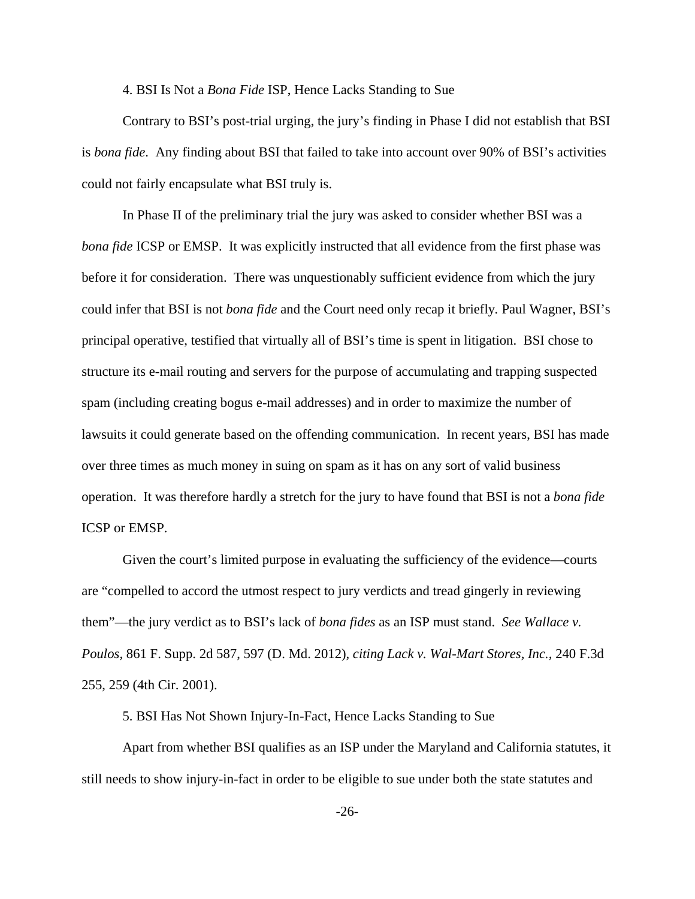4. BSI Is Not a *Bona Fide* ISP, Hence Lacks Standing to Sue

Contrary to BSI's post-trial urging, the jury's finding in Phase I did not establish that BSI is *bona fide*. Any finding about BSI that failed to take into account over 90% of BSI's activities could not fairly encapsulate what BSI truly is.

In Phase II of the preliminary trial the jury was asked to consider whether BSI was a *bona fide* ICSP or EMSP. It was explicitly instructed that all evidence from the first phase was before it for consideration. There was unquestionably sufficient evidence from which the jury could infer that BSI is not *bona fide* and the Court need only recap it briefly. Paul Wagner, BSI's principal operative, testified that virtually all of BSI's time is spent in litigation. BSI chose to structure its e-mail routing and servers for the purpose of accumulating and trapping suspected spam (including creating bogus e-mail addresses) and in order to maximize the number of lawsuits it could generate based on the offending communication. In recent years, BSI has made over three times as much money in suing on spam as it has on any sort of valid business operation. It was therefore hardly a stretch for the jury to have found that BSI is not a *bona fide* ICSP or EMSP.

Given the court's limited purpose in evaluating the sufficiency of the evidence—courts are "compelled to accord the utmost respect to jury verdicts and tread gingerly in reviewing them"—the jury verdict as to BSI's lack of *bona fides* as an ISP must stand. *See Wallace v. Poulos,* 861 F. Supp. 2d 587, 597 (D. Md. 2012), *citing Lack v. Wal-Mart Stores, Inc.,* 240 F.3d 255, 259 (4th Cir. 2001).

5. BSI Has Not Shown Injury-In-Fact, Hence Lacks Standing to Sue

Apart from whether BSI qualifies as an ISP under the Maryland and California statutes, it still needs to show injury-in-fact in order to be eligible to sue under both the state statutes and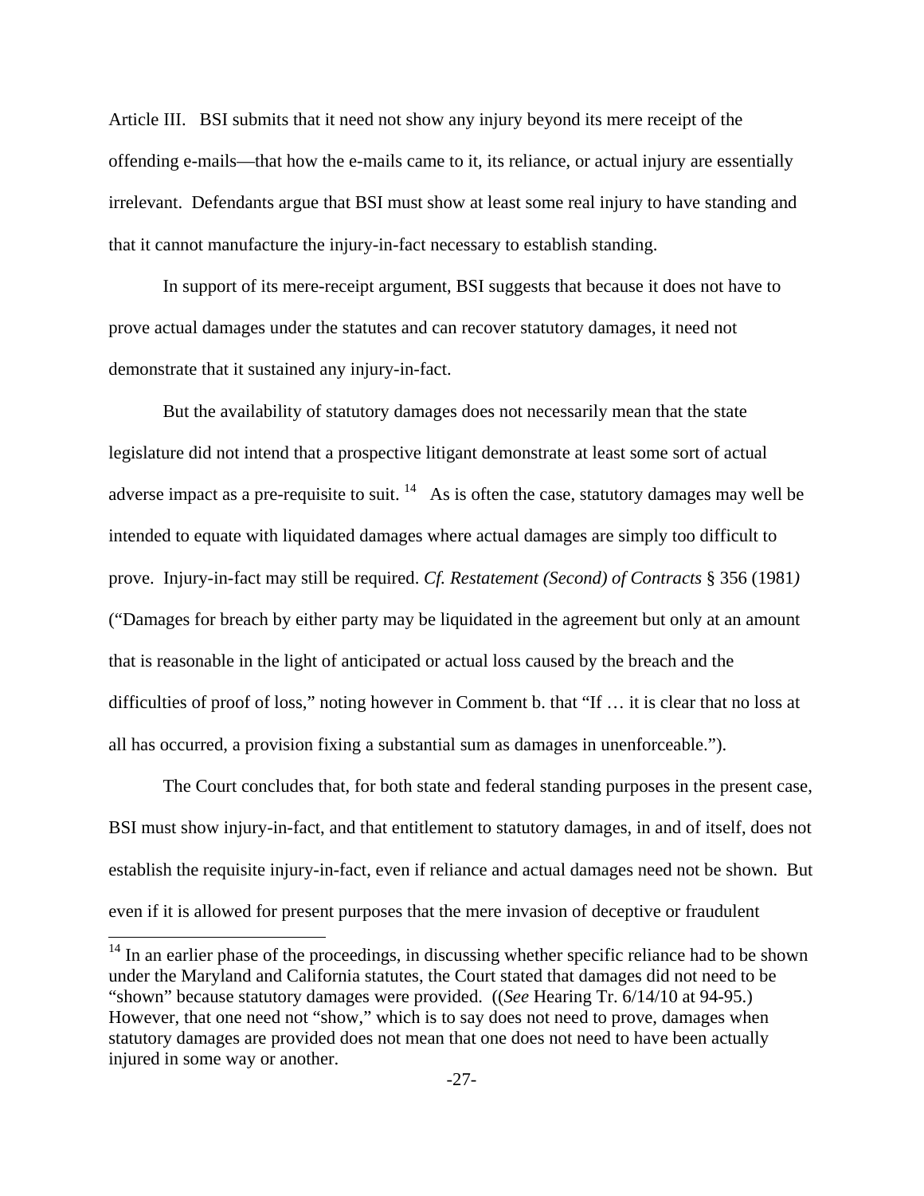Article III. BSI submits that it need not show any injury beyond its mere receipt of the offending e-mails—that how the e-mails came to it, its reliance, or actual injury are essentially irrelevant. Defendants argue that BSI must show at least some real injury to have standing and that it cannot manufacture the injury-in-fact necessary to establish standing.

In support of its mere-receipt argument, BSI suggests that because it does not have to prove actual damages under the statutes and can recover statutory damages, it need not demonstrate that it sustained any injury-in-fact.

But the availability of statutory damages does not necessarily mean that the state legislature did not intend that a prospective litigant demonstrate at least some sort of actual adverse impact as a pre-requisite to suit. [14] As is often the case, statutory damages may well be intended to equate with liquidated damages where actual damages are simply too difficult to prove. Injury-in-fact may still be required. *Cf. Restatement (Second) of Contracts* § 356 (1981) ("Damages for breach by either party may be liquidated in the agreement but only at an amount that is reasonable in the light of anticipated or actual loss caused by the breach and the difficulties of proof of loss," noting however in Comment b. that "If … it is clear that no loss at all has occurred, a provision fixing a substantial sum as damages in unenforceable.").

The Court concludes that, for both state and federal standing purposes in the present case, BSI must show injury-in-fact, and that entitlement to statutory damages, in and of itself, does not establish the requisite injury-in-fact, even if reliance and actual damages need not be shown. But even if it is allowed for present purposes that the mere invasion of deceptive or fraudulent

[14] In an earlier phase of the proceedings, in discussing whether specific reliance had to be shown under the Maryland and California statutes, the Court stated that damages did not need to be "shown" because statutory damages were provided. ((*See* Hearing Tr. 6/14/10 at 94-95.) However, that one need not "show," which is to say does not need to prove, damages when statutory damages are provided does not mean that one does not need to have been actually injured in some way or another.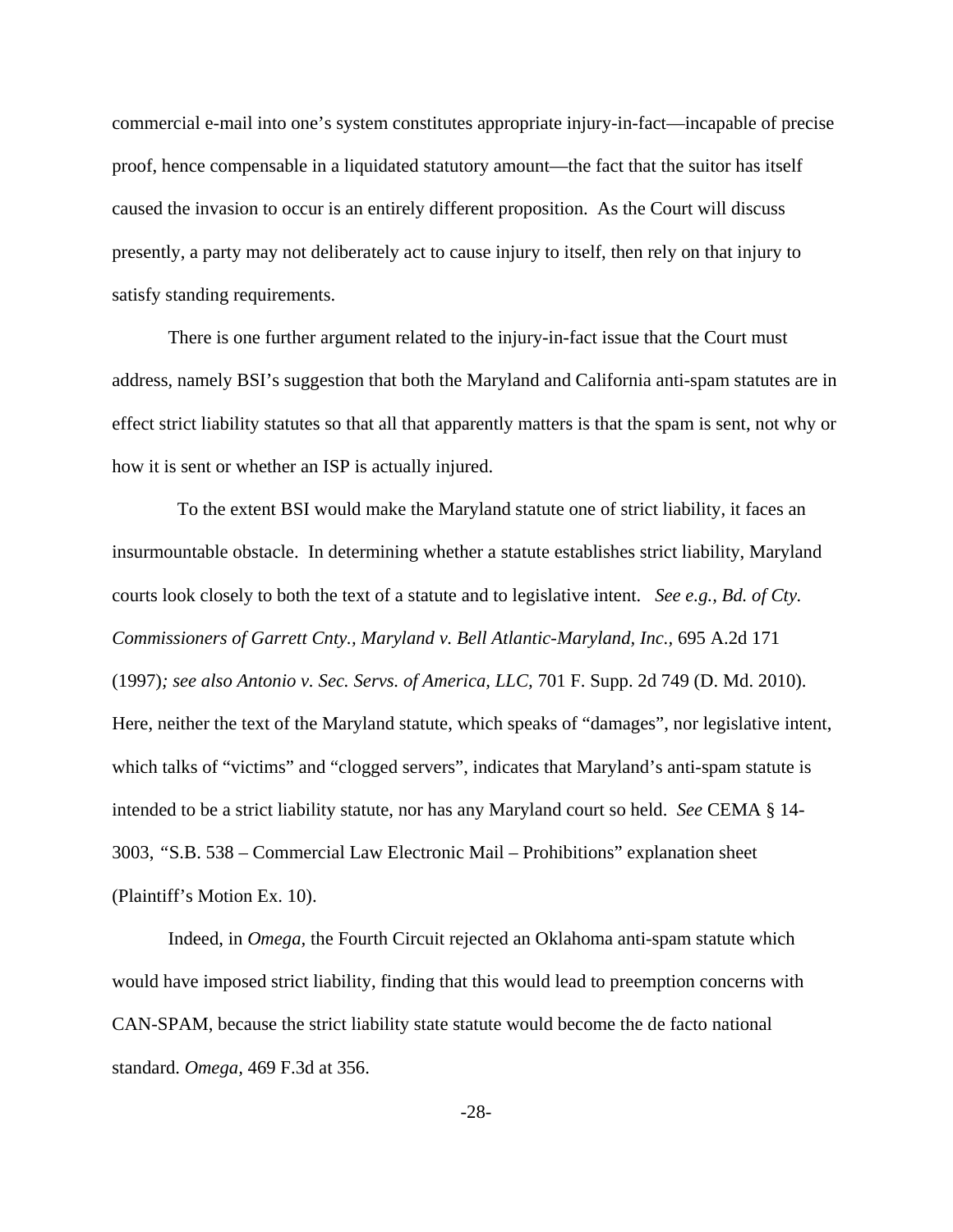commercial e-mail into one's system constitutes appropriate injury-in-fact—incapable of precise proof, hence compensable in a liquidated statutory amount—the fact that the suitor has itself caused the invasion to occur is an entirely different proposition. As the Court will discuss presently, a party may not deliberately act to cause injury to itself, then rely on that injury to satisfy standing requirements.

There is one further argument related to the injury-in-fact issue that the Court must address, namely BSI's suggestion that both the Maryland and California anti-spam statutes are in effect strict liability statutes so that all that apparently matters is that the spam is sent, not why or how it is sent or whether an ISP is actually injured.

To the extent BSI would make the Maryland statute one of strict liability, it faces an insurmountable obstacle. In determining whether a statute establishes strict liability, Maryland courts look closely to both the text of a statute and to legislative intent. *See e.g., Bd. of Cty. Commissioners of Garrett Cnty., Maryland v. Bell Atlantic-Maryland, Inc.*, 695 A.2d 171 (1997)*; see also Antonio v. Sec. Servs. of America, LLC,* 701 F. Supp. 2d 749 (D. Md. 2010). Here, neither the text of the Maryland statute, which speaks of "damages", nor legislative intent, which talks of "victims" and "clogged servers", indicates that Maryland's anti-spam statute is intended to be a strict liability statute, nor has any Maryland court so held. *See* CEMA § 14-3003, "S.B. 538 – Commercial Law Electronic Mail – Prohibitions" explanation sheet (Plaintiff's Motion Ex. 10).

Indeed, in *Omega,* the Fourth Circuit rejected an Oklahoma anti-spam statute which would have imposed strict liability, finding that this would lead to preemption concerns with CAN-SPAM, because the strict liability state statute would become the de facto national standard. *Omega*, 469 F.3d at 356.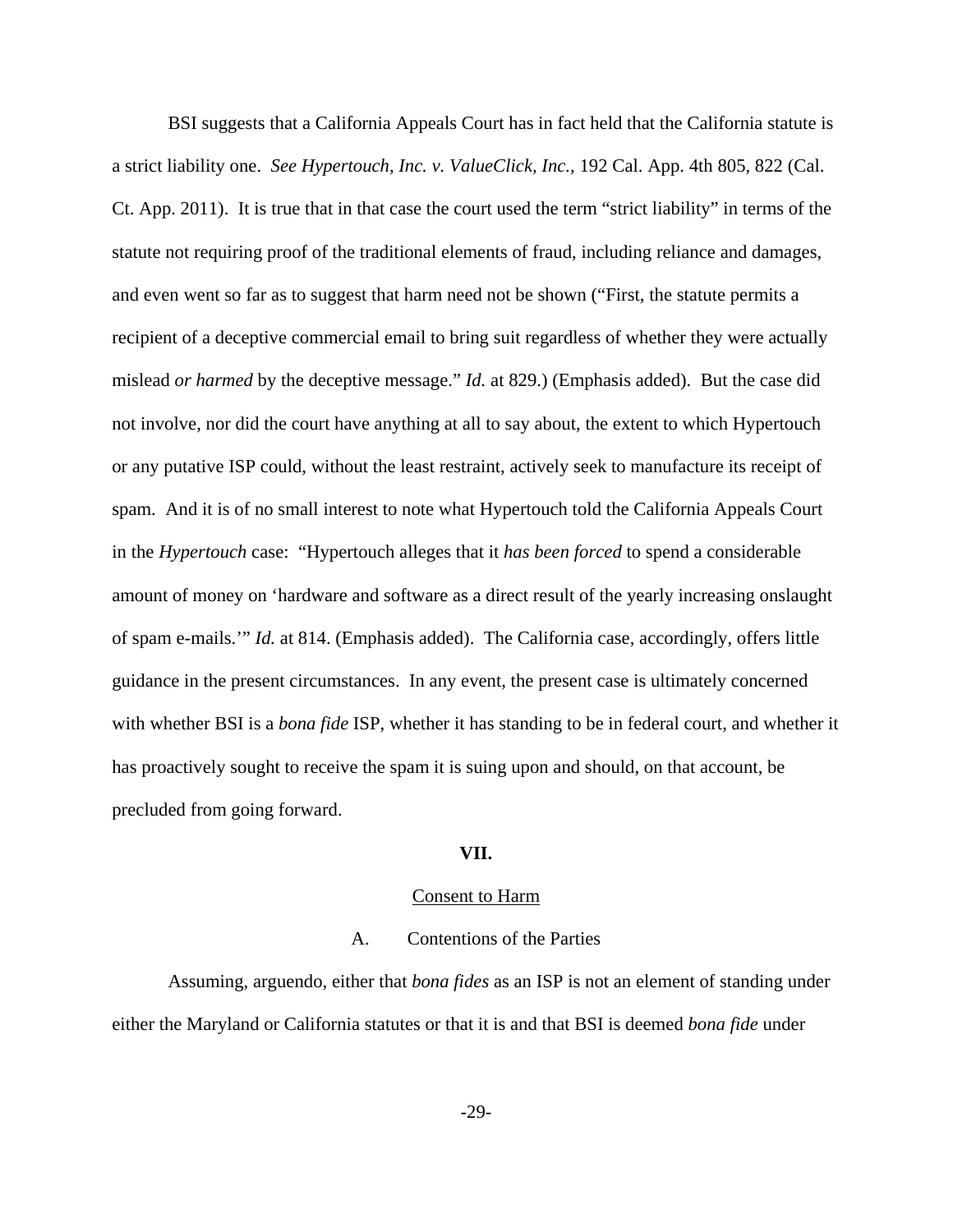BSI suggests that a California Appeals Court has in fact held that the California statute is a strict liability one. *See Hypertouch, Inc. v. ValueClick, Inc.,* 192 Cal. App. 4th 805, 822 (Cal. Ct. App. 2011). It is true that in that case the court used the term "strict liability" in terms of the statute not requiring proof of the traditional elements of fraud, including reliance and damages, and even went so far as to suggest that harm need not be shown ("First, the statute permits a recipient of a deceptive commercial email to bring suit regardless of whether they were actually mislead *or harmed* by the deceptive message." *Id.* at 829.) (Emphasis added). But the case did not involve, nor did the court have anything at all to say about, the extent to which Hypertouch or any putative ISP could, without the least restraint, actively seek to manufacture its receipt of spam. And it is of no small interest to note what Hypertouch told the California Appeals Court in the *Hypertouch* case: "Hypertouch alleges that it *has been forced* to spend a considerable amount of money on 'hardware and software as a direct result of the yearly increasing onslaught of spam e-mails.'" *Id.* at 814. (Emphasis added). The California case, accordingly, offers little guidance in the present circumstances. In any event, the present case is ultimately concerned with whether BSI is a *bona fide* ISP, whether it has standing to be in federal court, and whether it has proactively sought to receive the spam it is suing upon and should, on that account, be precluded from going forward.

## VII.

## Consent to Harm

### A. Contentions of the Parties

Assuming, arguendo, either that *bona fides* as an ISP is not an element of standing under either the Maryland or California statutes or that it is and that BSI is deemed *bona fide* under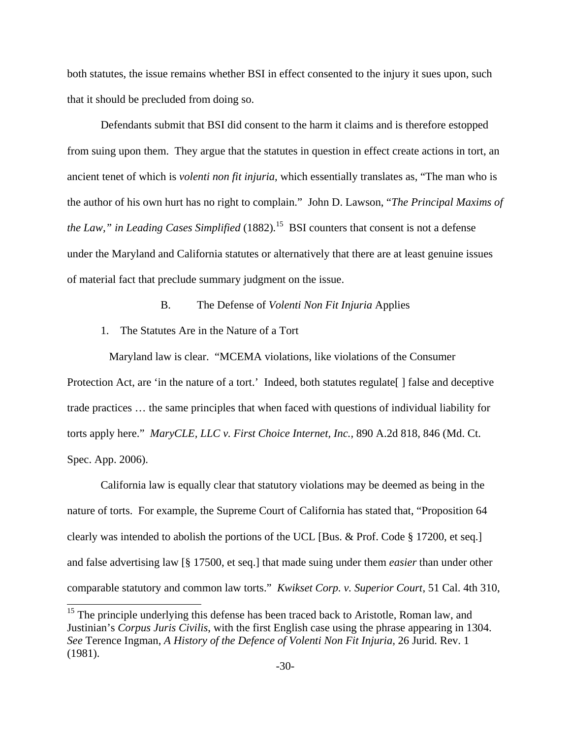both statutes, the issue remains whether BSI in effect consented to the injury it sues upon, such that it should be precluded from doing so.

Defendants submit that BSI did consent to the harm it claims and is therefore estopped from suing upon them. They argue that the statutes in question in effect create actions in tort, an ancient tenet of which is *volenti non fit injuria*, which essentially translates as, "The man who is the author of his own hurt has no right to complain." John D. Lawson, "*The Principal Maxims of the Law," in Leading Cases Simplified* (1882).[15] BSI counters that consent is not a defense under the Maryland and California statutes or alternatively that there are at least genuine issues of material fact that preclude summary judgment on the issue.

B. The Defense of *Volenti Non Fit Injuria* Applies

1. The Statutes Are in the Nature of a Tort

Maryland law is clear. "MCEMA violations, like violations of the Consumer Protection Act, are 'in the nature of a tort.' Indeed, both statutes regulate[ ] false and deceptive trade practices … the same principles that when faced with questions of individual liability for torts apply here." *MaryCLE, LLC v. First Choice Internet, Inc.*, 890 A.2d 818, 846 (Md. Ct. Spec. App. 2006).

California law is equally clear that statutory violations may be deemed as being in the nature of torts. For example, the Supreme Court of California has stated that, "Proposition 64 clearly was intended to abolish the portions of the UCL [Bus. & Prof. Code § 17200, et seq.] and false advertising law [§ 17500, et seq.] that made suing under them *easier* than under other comparable statutory and common law torts." *Kwikset Corp. v. Superior Court*, 51 Cal. 4th 310,

[15] The principle underlying this defense has been traced back to Aristotle, Roman law, and Justinian's *Corpus Juris Civilis*, with the first English case using the phrase appearing in 1304. *See* Terence Ingman, *A History of the Defence of Volenti Non Fit Injuria*, 26 Jurid. Rev. 1 (1981).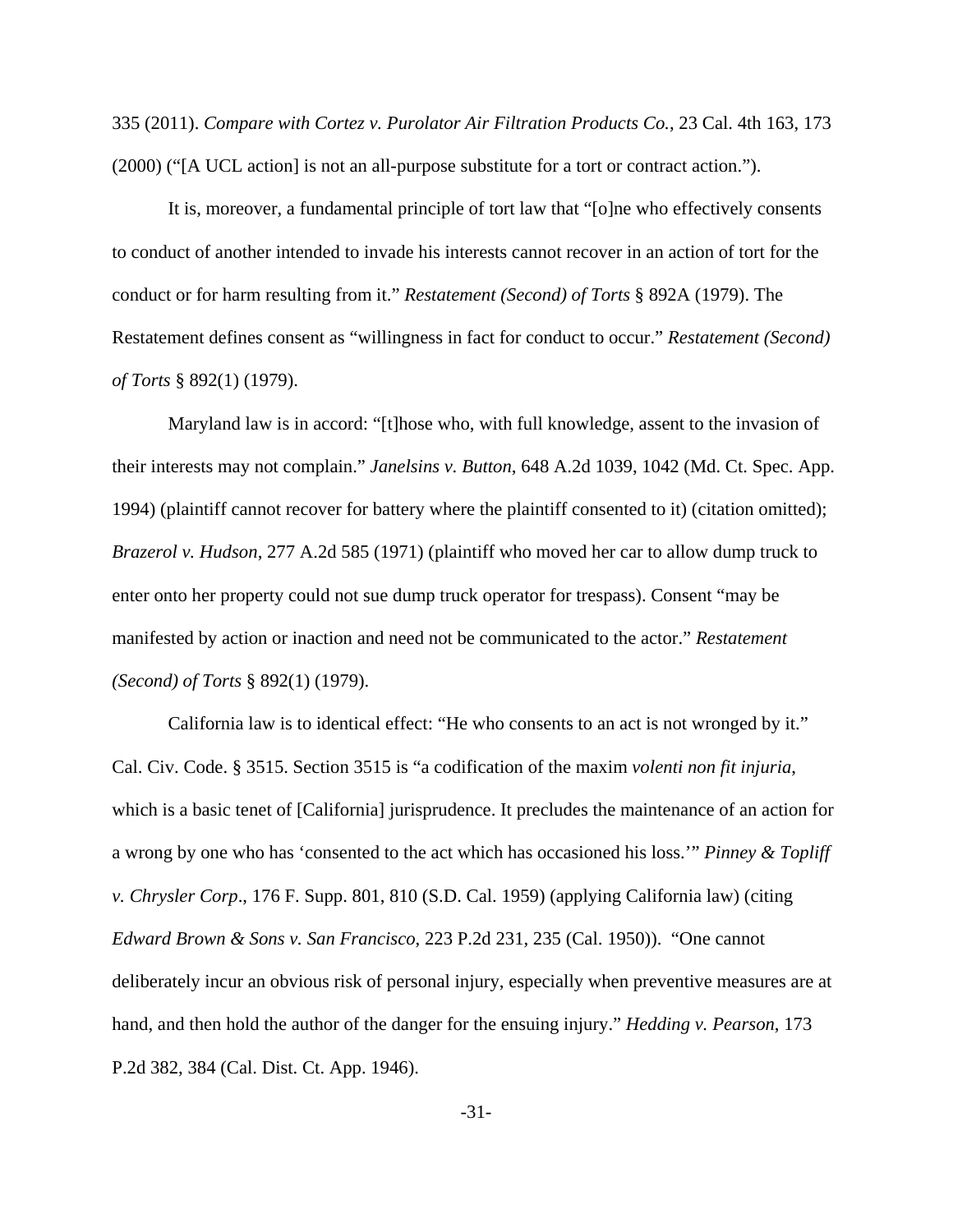335 (2011). *Compare with Cortez v. Purolator Air Filtration Products Co.*, 23 Cal. 4th 163, 173 (2000) ("[A UCL action] is not an all-purpose substitute for a tort or contract action.").

It is, moreover, a fundamental principle of tort law that "[o]ne who effectively consents to conduct of another intended to invade his interests cannot recover in an action of tort for the conduct or for harm resulting from it." *Restatement (Second) of Torts* § 892A (1979). The Restatement defines consent as "willingness in fact for conduct to occur." *Restatement (Second) of Torts* § 892(1) (1979).

Maryland law is in accord: "[t]hose who, with full knowledge, assent to the invasion of their interests may not complain." *Janelsins v. Button*, 648 A.2d 1039, 1042 (Md. Ct. Spec. App. 1994) (plaintiff cannot recover for battery where the plaintiff consented to it) (citation omitted); *Brazerol v. Hudson*, 277 A.2d 585 (1971) (plaintiff who moved her car to allow dump truck to enter onto her property could not sue dump truck operator for trespass). Consent "may be manifested by action or inaction and need not be communicated to the actor." *Restatement (Second) of Torts* § 892(1) (1979).

California law is to identical effect: "He who consents to an act is not wronged by it." Cal. Civ. Code. § 3515. Section 3515 is "a codification of the maxim *volenti non fit injuria*, which is a basic tenet of [California] jurisprudence. It precludes the maintenance of an action for a wrong by one who has 'consented to the act which has occasioned his loss.'" *Pinney & Topliff v. Chrysler Corp*., 176 F. Supp. 801, 810 (S.D. Cal. 1959) (applying California law) (citing *Edward Brown & Sons v. San Francisco*, 223 P.2d 231, 235 (Cal. 1950)). "One cannot deliberately incur an obvious risk of personal injury, especially when preventive measures are at hand, and then hold the author of the danger for the ensuing injury." *Hedding v. Pearson*, 173 P.2d 382, 384 (Cal. Dist. Ct. App. 1946).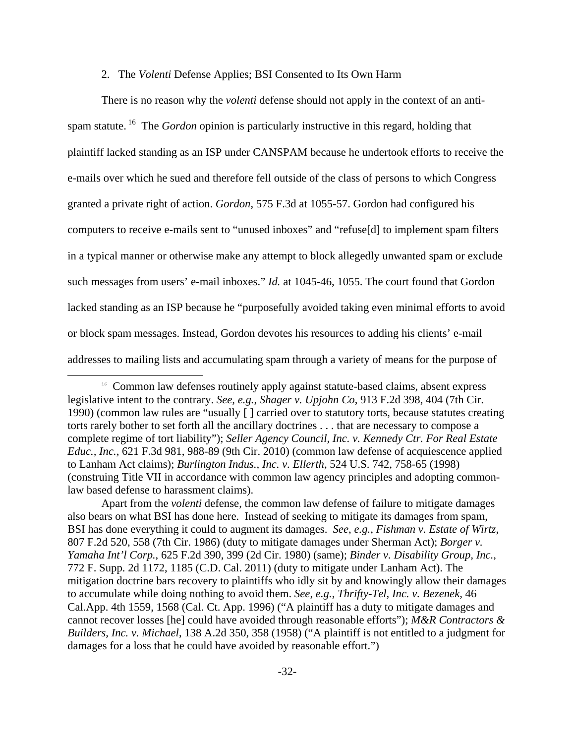2. The *Volenti* Defense Applies; BSI Consented to Its Own Harm

There is no reason why the *volenti* defense should not apply in the context of an anti-spam statute.[16] The *Gordon* opinion is particularly instructive in this regard, holding that plaintiff lacked standing as an ISP under CANSPAM because he undertook efforts to receive the e-mails over which he sued and therefore fell outside of the class of persons to which Congress granted a private right of action. *Gordon*, 575 F.3d at 1055-57. Gordon had configured his computers to receive e-mails sent to "unused inboxes" and "refuse[d] to implement spam filters in a typical manner or otherwise make any attempt to block allegedly unwanted spam or exclude such messages from users' e-mail inboxes." *Id.* at 1045-46, 1055. The court found that Gordon lacked standing as an ISP because he "purposefully avoided taking even minimal efforts to avoid or block spam messages. Instead, Gordon devotes his resources to adding his clients' e-mail addresses to mailing lists and accumulating spam through a variety of means for the purpose of

---

[16] Common law defenses routinely apply against statute-based claims, absent express legislative intent to the contrary. *See, e.g.*, *Shager v. Upjohn Co*, 913 F.2d 398, 404 (7th Cir. 1990) (common law rules are "usually [ ] carried over to statutory torts, because statutes creating torts rarely bother to set forth all the ancillary doctrines . . . that are necessary to compose a complete regime of tort liability"); *Seller Agency Council, Inc. v. Kennedy Ctr. For Real Estate Educ., Inc.*, 621 F.3d 981, 988-89 (9th Cir. 2010) (common law defense of acquiescence applied to Lanham Act claims); *Burlington Indus., Inc. v. Ellerth*, 524 U.S. 742, 758-65 (1998) (construing Title VII in accordance with common law agency principles and adopting common-law based defense to harassment claims).

Apart from the *volenti* defense, the common law defense of failure to mitigate damages also bears on what BSI has done here. Instead of seeking to mitigate its damages from spam, BSI has done everything it could to augment its damages. *See, e.g.*, *Fishman v. Estate of Wirtz*, 807 F.2d 520, 558 (7th Cir. 1986) (duty to mitigate damages under Sherman Act); *Borger v. Yamaha Int'l Corp.*, 625 F.2d 390, 399 (2d Cir. 1980) (same); *Binder v. Disability Group, Inc.*, 772 F. Supp. 2d 1172, 1185 (C.D. Cal. 2011) (duty to mitigate under Lanham Act). The mitigation doctrine bars recovery to plaintiffs who idly sit by and knowingly allow their damages to accumulate while doing nothing to avoid them. *See, e.g.*, *Thrifty-Tel, Inc. v. Bezenek*, 46 Cal.App. 4th 1559, 1568 (Cal. Ct. App. 1996) ("A plaintiff has a duty to mitigate damages and cannot recover losses [he] could have avoided through reasonable efforts"); *M&R Contractors & Builders, Inc. v. Michael*, 138 A.2d 350, 358 (1958) ("A plaintiff is not entitled to a judgment for damages for a loss that he could have avoided by reasonable effort.")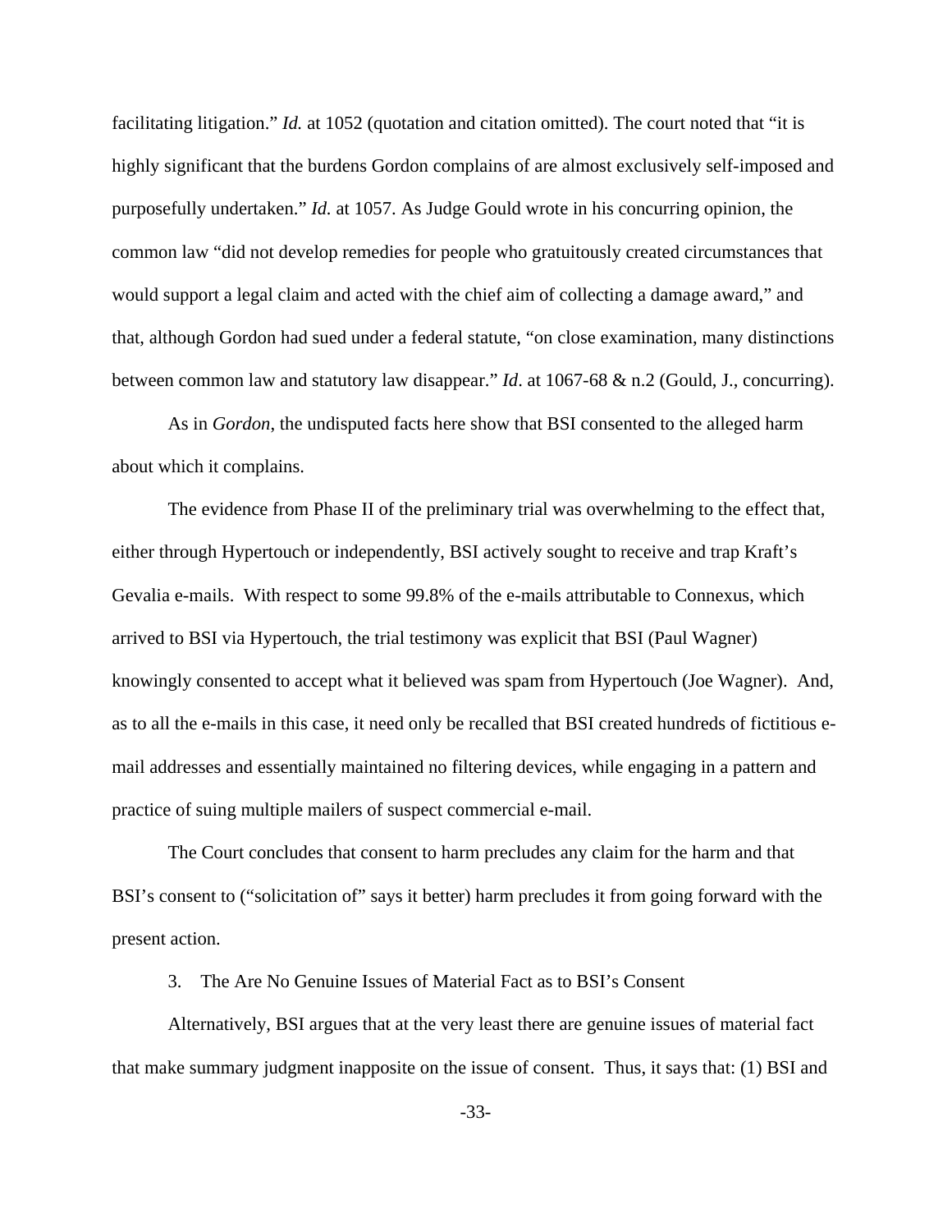facilitating litigation." *Id.* at 1052 (quotation and citation omitted). The court noted that "it is highly significant that the burdens Gordon complains of are almost exclusively self-imposed and purposefully undertaken." *Id.* at 1057. As Judge Gould wrote in his concurring opinion, the common law "did not develop remedies for people who gratuitously created circumstances that would support a legal claim and acted with the chief aim of collecting a damage award," and that, although Gordon had sued under a federal statute, "on close examination, many distinctions between common law and statutory law disappear." *Id*. at 1067-68 & n.2 (Gould, J., concurring).

As in *Gordon*, the undisputed facts here show that BSI consented to the alleged harm about which it complains.

The evidence from Phase II of the preliminary trial was overwhelming to the effect that, either through Hypertouch or independently, BSI actively sought to receive and trap Kraft's Gevalia e-mails. With respect to some 99.8% of the e-mails attributable to Connexus, which arrived to BSI via Hypertouch, the trial testimony was explicit that BSI (Paul Wagner) knowingly consented to accept what it believed was spam from Hypertouch (Joe Wagner). And, as to all the e-mails in this case, it need only be recalled that BSI created hundreds of fictitious e-mail addresses and essentially maintained no filtering devices, while engaging in a pattern and practice of suing multiple mailers of suspect commercial e-mail.

The Court concludes that consent to harm precludes any claim for the harm and that BSI's consent to ("solicitation of" says it better) harm precludes it from going forward with the present action.

3. The Are No Genuine Issues of Material Fact as to BSI's Consent

Alternatively, BSI argues that at the very least there are genuine issues of material fact that make summary judgment inapposite on the issue of consent. Thus, it says that: (1) BSI and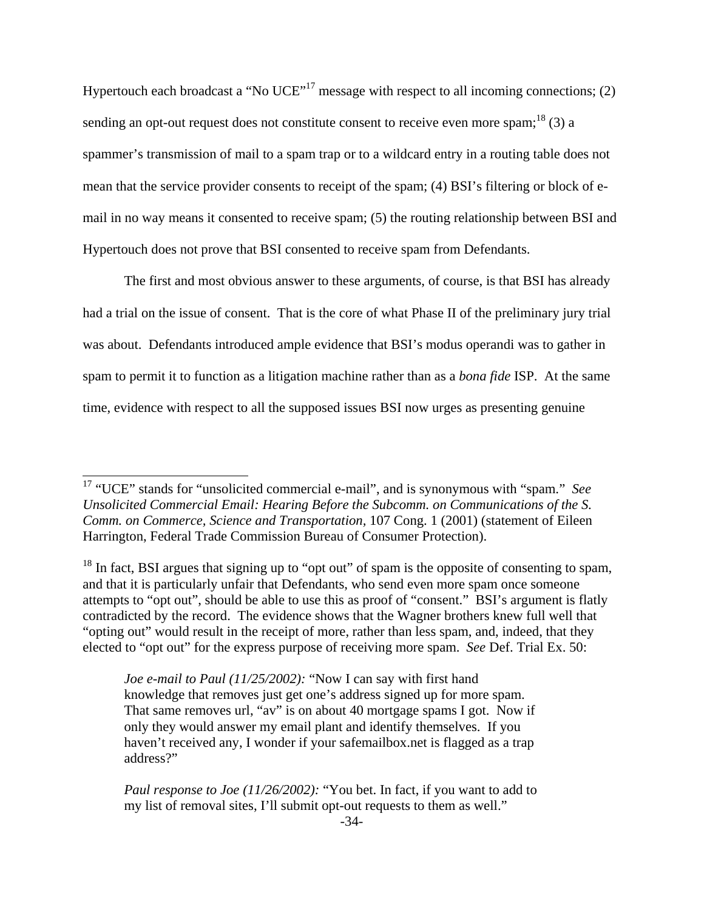Hypertouch each broadcast a "No UCE"[17] message with respect to all incoming connections; (2) sending an opt-out request does not constitute consent to receive even more spam;[18] (3) a spammer's transmission of mail to a spam trap or to a wildcard entry in a routing table does not mean that the service provider consents to receipt of the spam; (4) BSI's filtering or block of e-mail in no way means it consented to receive spam; (5) the routing relationship between BSI and Hypertouch does not prove that BSI consented to receive spam from Defendants.

The first and most obvious answer to these arguments, of course, is that BSI has already had a trial on the issue of consent. That is the core of what Phase II of the preliminary jury trial was about. Defendants introduced ample evidence that BSI's modus operandi was to gather in spam to permit it to function as a litigation machine rather than as a *bona fide* ISP. At the same time, evidence with respect to all the supposed issues BSI now urges as presenting genuine

---

[17] "UCE" stands for "unsolicited commercial e-mail", and is synonymous with "spam." *See Unsolicited Commercial Email: Hearing Before the Subcomm. on Communications of the S. Comm. on Commerce, Science and Transportation*, 107 Cong. 1 (2001) (statement of Eileen Harrington, Federal Trade Commission Bureau of Consumer Protection).

[18] In fact, BSI argues that signing up to "opt out" of spam is the opposite of consenting to spam, and that it is particularly unfair that Defendants, who send even more spam once someone attempts to "opt out", should be able to use this as proof of "consent." BSI's argument is flatly contradicted by the record. The evidence shows that the Wagner brothers knew full well that "opting out" would result in the receipt of more, rather than less spam, and, indeed, that they elected to "opt out" for the express purpose of receiving more spam. *See* Def. Trial Ex. 50:

> *Joe e-mail to Paul (11/25/2002):* "Now I can say with first hand knowledge that removes just get one's address signed up for more spam. That same removes url, "av" is on about 40 mortgage spams I got. Now if only they would answer my email plant and identify themselves. If you haven't received any, I wonder if your safemailbox.net is flagged as a trap address?"
>
> *Paul response to Joe (11/26/2002):* "You bet. In fact, if you want to add to my list of removal sites, I'll submit opt-out requests to them as well."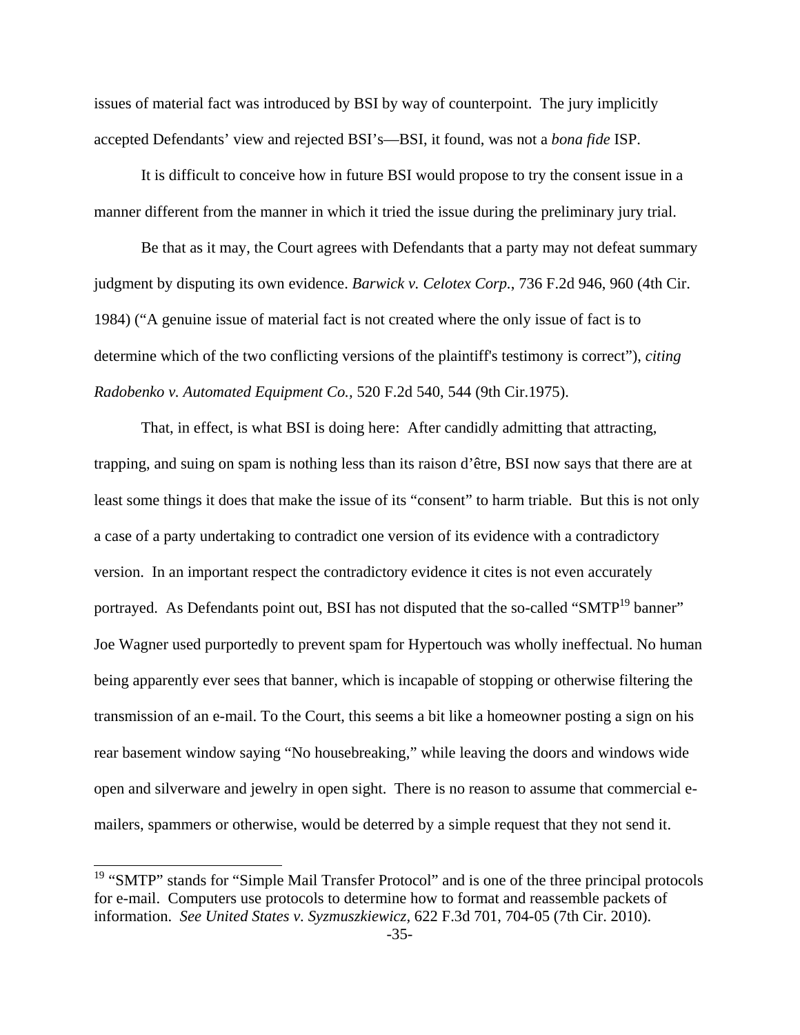issues of material fact was introduced by BSI by way of counterpoint. The jury implicitly accepted Defendants' view and rejected BSI's—BSI, it found, was not a *bona fide* ISP.

It is difficult to conceive how in future BSI would propose to try the consent issue in a manner different from the manner in which it tried the issue during the preliminary jury trial.

Be that as it may, the Court agrees with Defendants that a party may not defeat summary judgment by disputing its own evidence. *Barwick v. Celotex Corp.*, 736 F.2d 946, 960 (4th Cir. 1984) ("A genuine issue of material fact is not created where the only issue of fact is to determine which of the two conflicting versions of the plaintiff's testimony is correct"), *citing Radobenko v. Automated Equipment Co.*, 520 F.2d 540, 544 (9th Cir.1975).

That, in effect, is what BSI is doing here: After candidly admitting that attracting, trapping, and suing on spam is nothing less than its raison d'être, BSI now says that there are at least some things it does that make the issue of its "consent" to harm triable. But this is not only a case of a party undertaking to contradict one version of its evidence with a contradictory version. In an important respect the contradictory evidence it cites is not even accurately portrayed. As Defendants point out, BSI has not disputed that the so-called "SMTP[19] banner" Joe Wagner used purportedly to prevent spam for Hypertouch was wholly ineffectual. No human being apparently ever sees that banner, which is incapable of stopping or otherwise filtering the transmission of an e-mail. To the Court, this seems a bit like a homeowner posting a sign on his rear basement window saying "No housebreaking," while leaving the doors and windows wide open and silverware and jewelry in open sight. There is no reason to assume that commercial e-mailers, spammers or otherwise, would be deterred by a simple request that they not send it.

---

[19] "SMTP" stands for "Simple Mail Transfer Protocol" and is one of the three principal protocols for e-mail. Computers use protocols to determine how to format and reassemble packets of information. *See United States v. Syzmuszkiewicz*, 622 F.3d 701, 704-05 (7th Cir. 2010).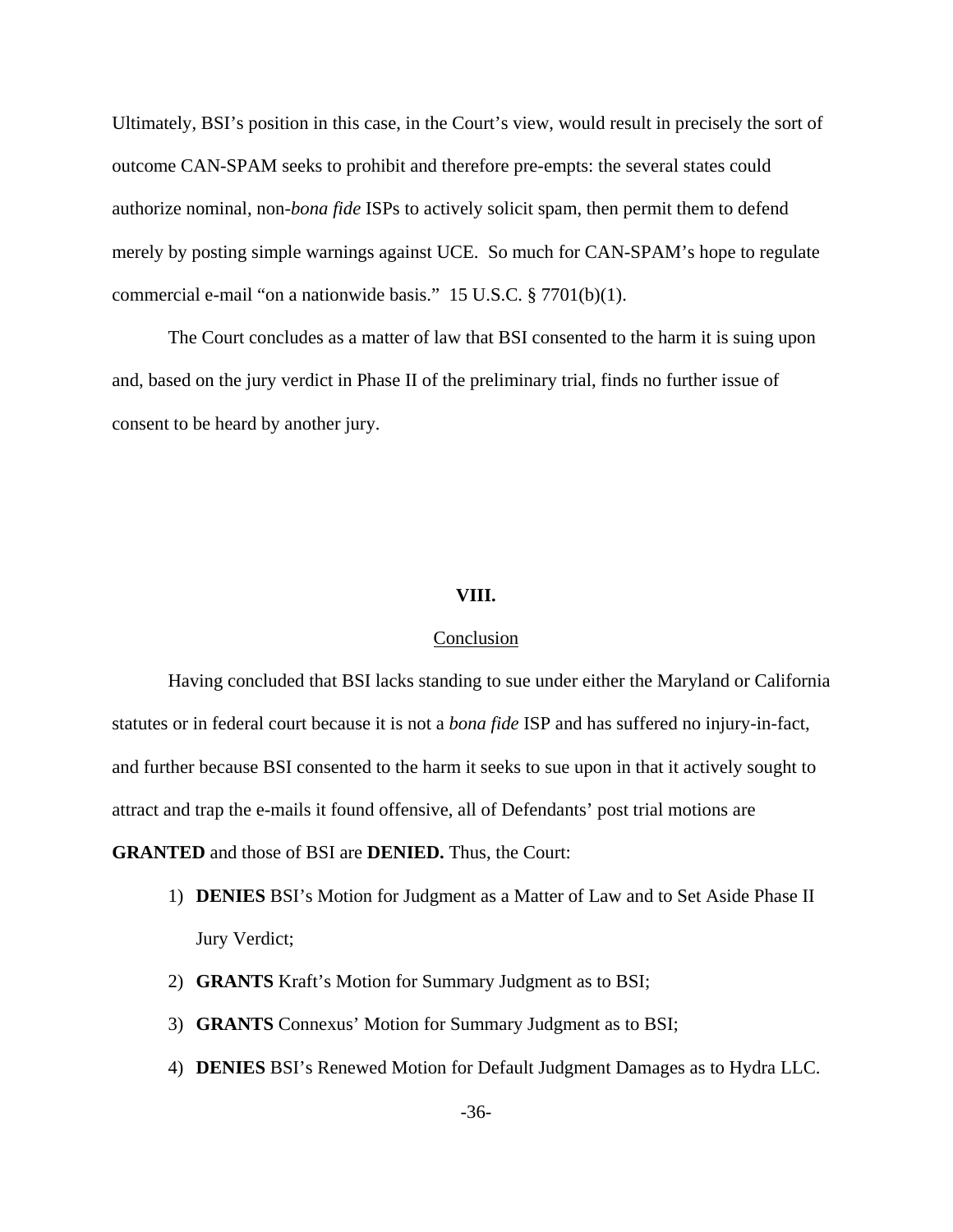Ultimately, BSI's position in this case, in the Court's view, would result in precisely the sort of outcome CAN-SPAM seeks to prohibit and therefore pre-empts: the several states could authorize nominal, non-*bona fide* ISPs to actively solicit spam, then permit them to defend merely by posting simple warnings against UCE. So much for CAN-SPAM's hope to regulate commercial e-mail "on a nationwide basis." 15 U.S.C. § 7701(b)(1).

The Court concludes as a matter of law that BSI consented to the harm it is suing upon and, based on the jury verdict in Phase II of the preliminary trial, finds no further issue of consent to be heard by another jury.

## VIII.

### Conclusion

Having concluded that BSI lacks standing to sue under either the Maryland or California statutes or in federal court because it is not a *bona fide* ISP and has suffered no injury-in-fact, and further because BSI consented to the harm it seeks to sue upon in that it actively sought to attract and trap the e-mails it found offensive, all of Defendants' post trial motions are **GRANTED** and those of BSI are **DENIED.** Thus, the Court:

1) **DENIES** BSI's Motion for Judgment as a Matter of Law and to Set Aside Phase II Jury Verdict;
2) **GRANTS** Kraft's Motion for Summary Judgment as to BSI;
3) **GRANTS** Connexus' Motion for Summary Judgment as to BSI;
4) **DENIES** BSI's Renewed Motion for Default Judgment Damages as to Hydra LLC.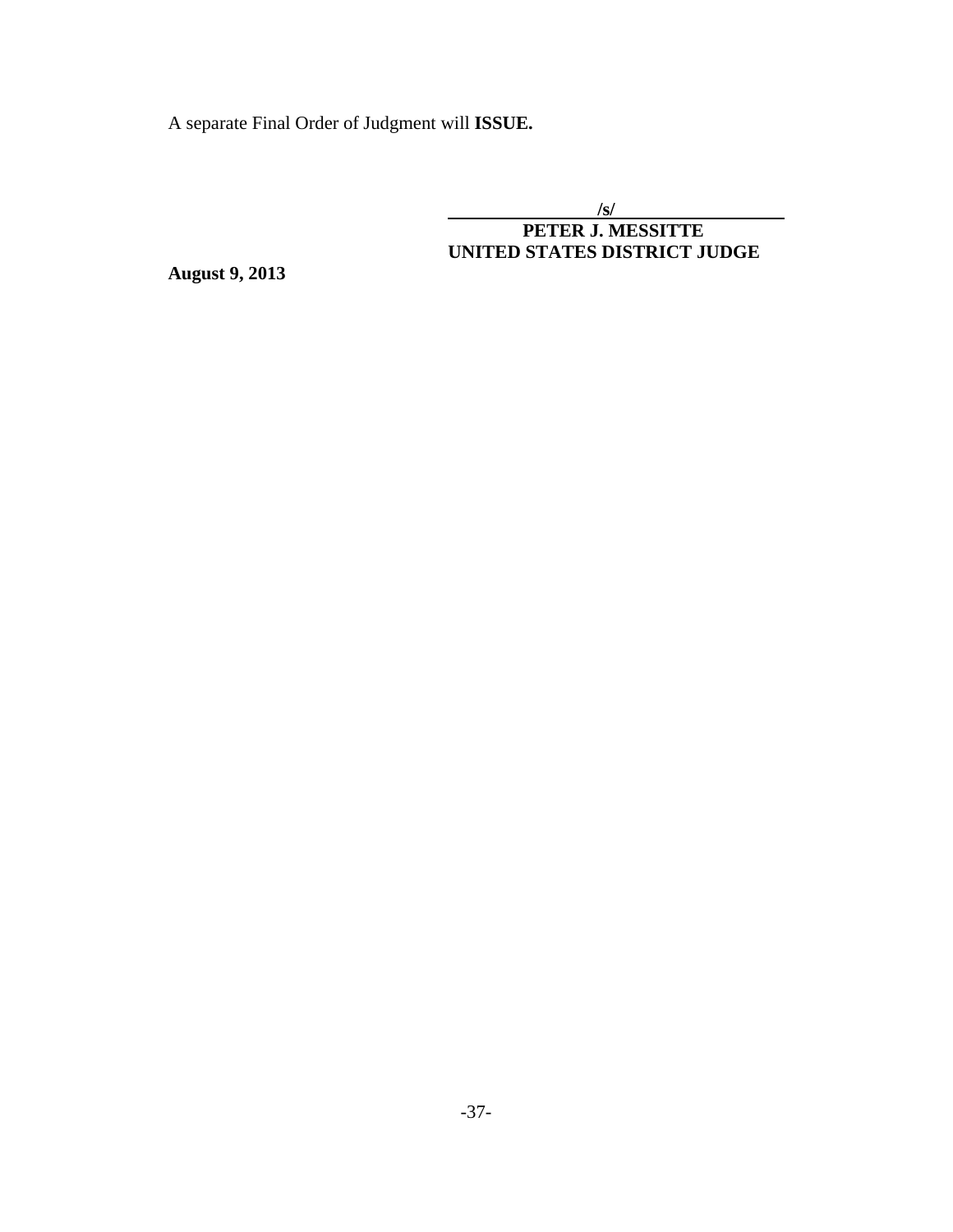A separate Final Order of Judgment will **ISSUE.**

**/s/**
**PETER J. MESSITTE**
**UNITED STATES DISTRICT JUDGE**

**August 9, 2013**